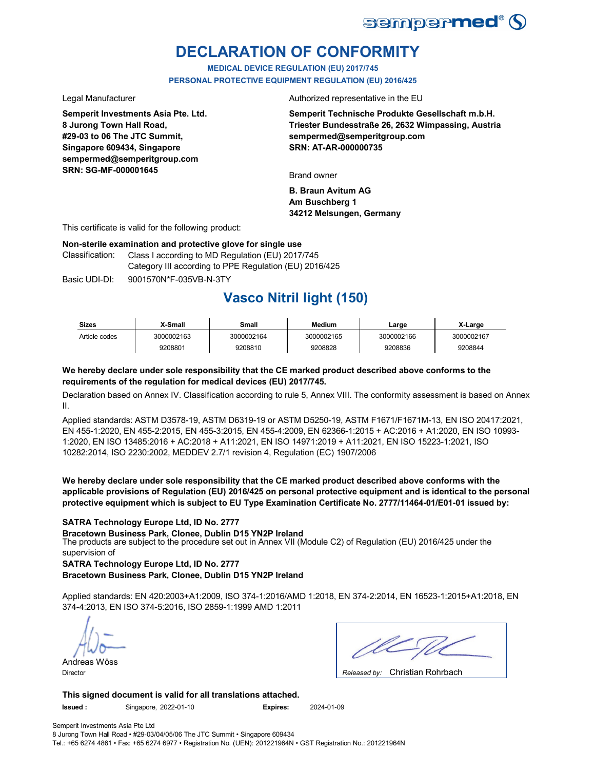# DECLARATION OF CONFORMITY

**MEDICAL DEVICE REGULATION (EU) 2017/745**
**PERSONAL PROTECTIVE EQUIPMENT REGULATION (EU) 2016/425**

Legal Manufacturer

**Semperit Investments Asia Pte. Ltd.**
**8 Jurong Town Hall Road,**
**#29-03 to 06 The JTC Summit,**
**Singapore 609434, Singapore**
**sempermed@semperitgroup.com**
**SRN: SG-MF-000001645**

Authorized representative in the EU

**Semperit Technische Produkte Gesellschaft m.b.H.**
**Triester Bundesstraße 26, 2632 Wimpassing, Austria**
**sempermed@semperitgroup.com**
**SRN: AT-AR-000000735**

Brand owner

**B. Braun Avitum AG**
**Am Buschberg 1**
**34212 Melsungen, Germany**

This certificate is valid for the following product:

**Non-sterile examination and protective glove for single use**

Classification: Class I according to MD Regulation (EU) 2017/745
Category III according to PPE Regulation (EU) 2016/425

Basic UDI-DI: 9001570N*F-035VB-N-3TY

## Vasco Nitril light (150)

| Sizes | X-Small | Small | Medium | Large | X-Large |
|---|---|---|---|---|---|
| Article codes | 3000002163 | 3000002164 | 3000002165 | 3000002166 | 3000002167 |
| | 9208801 | 9208810 | 9208828 | 9208836 | 9208844 |

**We hereby declare under sole responsibility that the CE marked product described above conforms to the requirements of the regulation for medical devices (EU) 2017/745.**

Declaration based on Annex IV. Classification according to rule 5, Annex VIII. The conformity assessment is based on Annex II.

Applied standards: ASTM D3578-19, ASTM D6319-19 or ASTM D5250-19, ASTM F1671/F1671M-13, EN ISO 20417:2021, EN 455-1:2020, EN 455-2:2015, EN 455-3:2015, EN 455-4:2009, EN 62366-1:2015 + AC:2016 + A1:2020, EN ISO 10993-1:2020, EN ISO 13485:2016 + AC:2018 + A11:2021, EN ISO 14971:2019 + A11:2021, EN ISO 15223-1:2021, ISO 10282:2014, ISO 2230:2002, MEDDEV 2.7/1 revision 4, Regulation (EC) 1907/2006

**We hereby declare under sole responsibility that the CE marked product described above conforms with the applicable provisions of Regulation (EU) 2016/425 on personal protective equipment and is identical to the personal protective equipment which is subject to EU Type Examination Certificate No. 2777/11464-01/E01-01 issued by:**

**SATRA Technology Europe Ltd, ID No. 2777**
**Bracetown Business Park, Clonee, Dublin D15 YN2P Ireland**

The products are subject to the procedure set out in Annex VII (Module C2) of Regulation (EU) 2016/425 under the supervision of

**SATRA Technology Europe Ltd, ID No. 2777**
**Bracetown Business Park, Clonee, Dublin D15 YN2P Ireland**

Applied standards: EN 420:2003+A1:2009, ISO 374-1:2016/AMD 1:2018, EN 374-2:2014, EN 16523-1:2015+A1:2018, EN 374-4:2013, EN ISO 374-5:2016, ISO 2859-1:1999 AMD 1:2011

Andreas Wöss
Director

*Released by:* Christian Rohrbach

**This signed document is valid for all translations attached.**

**Issued :** Singapore, 2022-01-10 **Expires:** 2024-01-09

Semperit Investments Asia Pte Ltd
8 Jurong Town Hall Road • #29-03/04/05/06 The JTC Summit • Singapore 609434
Tel.: +65 6274 4861 • Fax: +65 6274 6977 • Registration No. (UEN): 201221964N • GST Registration No.: 201221964N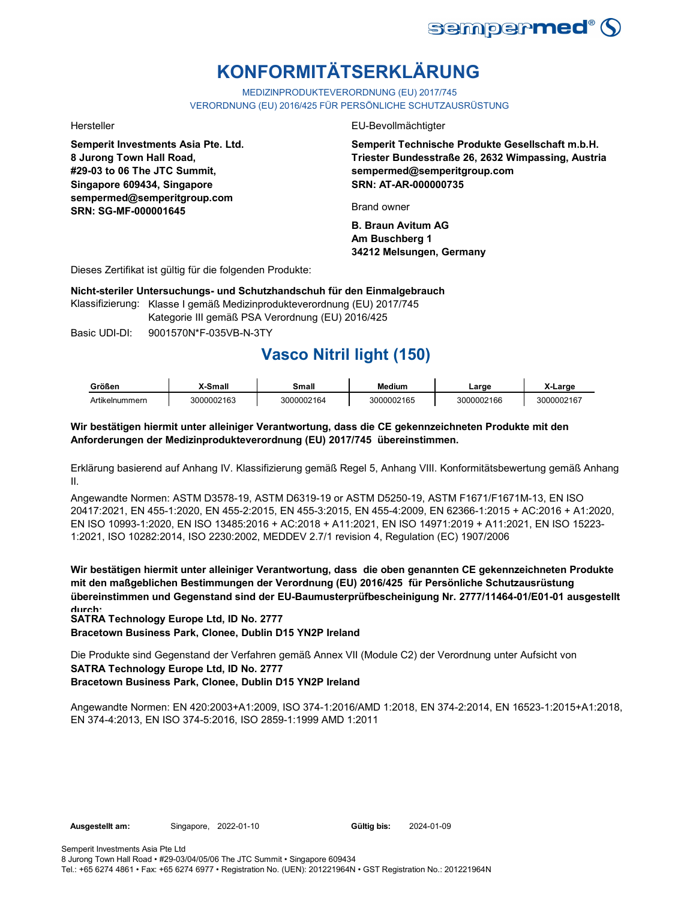# KONFORMITÄTSERKLÄRUNG

MEDIZINPRODUKTEVERORDNUNG (EU) 2017/745
VERORDNUNG (EU) 2016/425 FÜR PERSÖNLICHE SCHUTZAUSRÜSTUNG

Hersteller

**Semperit Investments Asia Pte. Ltd.**
**8 Jurong Town Hall Road,**
**#29-03 to 06 The JTC Summit,**
**Singapore 609434, Singapore**
**sempermed@semperitgroup.com**
**SRN: SG-MF-000001645**

EU-Bevollmächtigter

**Semperit Technische Produkte Gesellschaft m.b.H.**
**Triester Bundesstraße 26, 2632 Wimpassing, Austria**
**sempermed@semperitgroup.com**
**SRN: AT-AR-000000735**

Brand owner

**B. Braun Avitum AG**
**Am Buschberg 1**
**34212 Melsungen, Germany**

Dieses Zertifikat ist gültig für die folgenden Produkte:

**Nicht-steriler Untersuchungs- und Schutzhandschuh für den Einmalgebrauch**

Klassifizierung: Klasse I gemäß Medizinprodukteverordnung (EU) 2017/745
Kategorie III gemäß PSA Verordnung (EU) 2016/425

Basic UDI-DI: 9001570N*F-035VB-N-3TY

## Vasco Nitril light (150)

| Größen | X-Small | Small | Medium | Large | X-Large |
|---|---|---|---|---|---|
| Artikelnummern | 3000002163 | 3000002164 | 3000002165 | 3000002166 | 3000002167 |

**Wir bestätigen hiermit unter alleiniger Verantwortung, dass die CE gekennzeichneten Produkte mit den Anforderungen der Medizinprodukteverordnung (EU) 2017/745 übereinstimmen.**

Erklärung basierend auf Anhang IV. Klassifizierung gemäß Regel 5, Anhang VIII. Konformitätsbewertung gemäß Anhang II.

Angewandte Normen: ASTM D3578-19, ASTM D6319-19 or ASTM D5250-19, ASTM F1671/F1671M-13, EN ISO 20417:2021, EN 455-1:2020, EN 455-2:2015, EN 455-3:2015, EN 455-4:2009, EN 62366-1:2015 + AC:2016 + A1:2020, EN ISO 10993-1:2020, EN ISO 13485:2016 + AC:2018 + A11:2021, EN ISO 14971:2019 + A11:2021, EN ISO 15223-1:2021, ISO 10282:2014, ISO 2230:2002, MEDDEV 2.7/1 revision 4, Regulation (EC) 1907/2006

**Wir bestätigen hiermit unter alleiniger Verantwortung, dass die oben genannten CE gekennzeichneten Produkte mit den maßgeblichen Bestimmungen der Verordnung (EU) 2016/425 für Persönliche Schutzausrüstung übereinstimmen und Gegenstand sind der EU-Baumusterprüfbescheinigung Nr. 2777/11464-01/E01-01 ausgestellt durch:**
**SATRA Technology Europe Ltd, ID No. 2777**
**Bracetown Business Park, Clonee, Dublin D15 YN2P Ireland**

Die Produkte sind Gegenstand der Verfahren gemäß Annex VII (Module C2) der Verordnung unter Aufsicht von
**SATRA Technology Europe Ltd, ID No. 2777**
**Bracetown Business Park, Clonee, Dublin D15 YN2P Ireland**

Angewandte Normen: EN 420:2003+A1:2009, ISO 374-1:2016/AMD 1:2018, EN 374-2:2014, EN 16523-1:2015+A1:2018, EN 374-4:2013, EN ISO 374-5:2016, ISO 2859-1:1999 AMD 1:2011

**Ausgestellt am:** Singapore, 2022-01-10 **Gültig bis:** 2024-01-09

Semperit Investments Asia Pte Ltd
8 Jurong Town Hall Road • #29-03/04/05/06 The JTC Summit • Singapore 609434
Tel.: +65 6274 4861 • Fax: +65 6274 6977 • Registration No. (UEN): 201221964N • GST Registration No.: 201221964N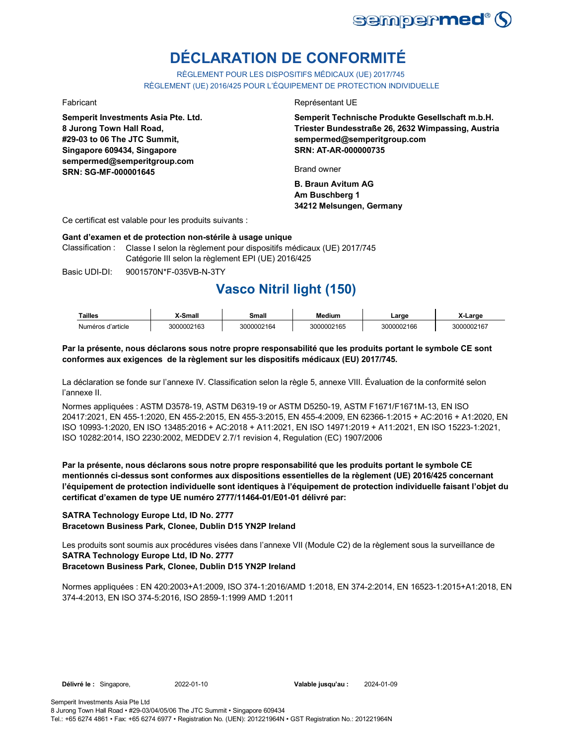# DÉCLARATION DE CONFORMITÉ

RÈGLEMENT POUR LES DISPOSITIFS MÉDICAUX (UE) 2017/745
RÈGLEMENT (UE) 2016/425 POUR L'ÉQUIPEMENT DE PROTECTION INDIVIDUELLE

Fabricant

**Semperit Investments Asia Pte. Ltd.**
**8 Jurong Town Hall Road,**
**#29-03 to 06 The JTC Summit,**
**Singapore 609434, Singapore**
**sempermed@semperitgroup.com**
**SRN: SG-MF-000001645**

Représentant UE

**Semperit Technische Produkte Gesellschaft m.b.H.**
**Triester Bundesstraße 26, 2632 Wimpassing, Austria**
**sempermed@semperitgroup.com**
**SRN: AT-AR-000000735**

Brand owner

**B. Braun Avitum AG**
**Am Buschberg 1**
**34212 Melsungen, Germany**

Ce certificat est valable pour les produits suivants :

**Gant d'examen et de protection non-stérile à usage unique**

Classification : Classe I selon la règlement pour dispositifs médicaux (UE) 2017/745
Catégorie III selon la règlement EPI (UE) 2016/425

Basic UDI-DI: 9001570N*F-035VB-N-3TY

## Vasco Nitril light (150)

| Tailles | X-Small | Small | Medium | Large | X-Large |
|---|---|---|---|---|---|
| Numéros d'article | 3000002163 | 3000002164 | 3000002165 | 3000002166 | 3000002167 |

**Par la présente, nous déclarons sous notre propre responsabilité que les produits portant le symbole CE sont conformes aux exigences de la règlement sur les dispositifs médicaux (EU) 2017/745.**

La déclaration se fonde sur l'annexe IV. Classification selon la règle 5, annexe VIII. Évaluation de la conformité selon l'annexe II.

Normes appliquées : ASTM D3578-19, ASTM D6319-19 or ASTM D5250-19, ASTM F1671/F1671M-13, EN ISO 20417:2021, EN 455-1:2020, EN 455-2:2015, EN 455-3:2015, EN 455-4:2009, EN 62366-1:2015 + AC:2016 + A1:2020, EN ISO 10993-1:2020, EN ISO 13485:2016 + AC:2018 + A11:2021, EN ISO 14971:2019 + A11:2021, EN ISO 15223-1:2021, ISO 10282:2014, ISO 2230:2002, MEDDEV 2.7/1 revision 4, Regulation (EC) 1907/2006

**Par la présente, nous déclarons sous notre propre responsabilité que les produits portant le symbole CE mentionnés ci-dessus sont conformes aux dispositions essentielles de la règlement (UE) 2016/425 concernant l'équipement de protection individuelle sont identiques à l'équipement de protection individuelle faisant l'objet du certificat d'examen de type UE numéro 2777/11464-01/E01-01 délivré par:**

**SATRA Technology Europe Ltd, ID No. 2777**
**Bracetown Business Park, Clonee, Dublin D15 YN2P Ireland**

Les produits sont soumis aux procédures visées dans l'annexe VII (Module C2) de la règlement sous la surveillance de
**SATRA Technology Europe Ltd, ID No. 2777**
**Bracetown Business Park, Clonee, Dublin D15 YN2P Ireland**

Normes appliquées : EN 420:2003+A1:2009, ISO 374-1:2016/AMD 1:2018, EN 374-2:2014, EN 16523-1:2015+A1:2018, EN 374-4:2013, EN ISO 374-5:2016, ISO 2859-1:1999 AMD 1:2011

**Délivré le :** Singapore, 2022-01-10 **Valable jusqu'au :** 2024-01-09

Semperit Investments Asia Pte Ltd
8 Jurong Town Hall Road • #29-03/04/05/06 The JTC Summit • Singapore 609434
Tel.: +65 6274 4861 • Fax: +65 6274 6977 • Registration No. (UEN): 201221964N • GST Registration No.: 201221964N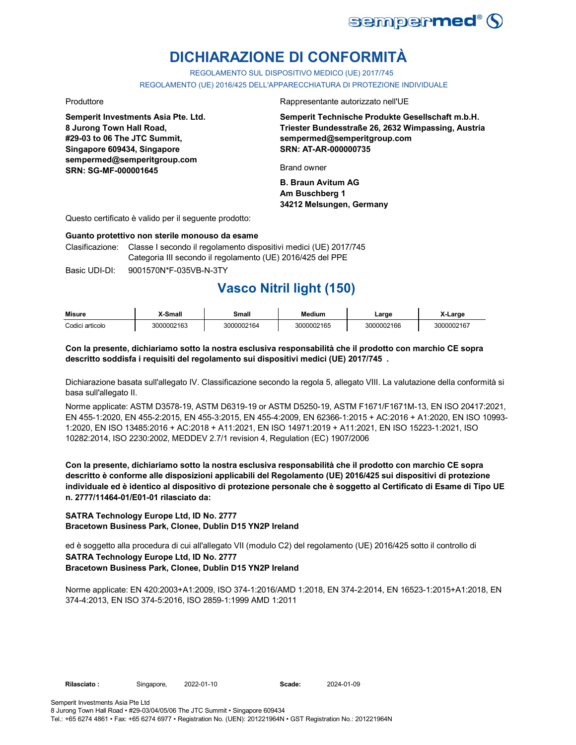# DICHIARAZIONE DI CONFORMITÀ

REGOLAMENTO SUL DISPOSITIVO MEDICO (UE) 2017/745

REGOLAMENTO (UE) 2016/425 DELL'APPARECCHIATURA DI PROTEZIONE INDIVIDUALE

Produttore

**Semperit Investments Asia Pte. Ltd.**
**8 Jurong Town Hall Road,**
**#29-03 to 06 The JTC Summit,**
**Singapore 609434, Singapore**
**sempermed@semperitgroup.com**
**SRN: SG-MF-000001645**

Rappresentante autorizzato nell'UE

**Semperit Technische Produkte Gesellschaft m.b.H.**
**Triester Bundesstraße 26, 2632 Wimpassing, Austria**
**sempermed@semperitgroup.com**
**SRN: AT-AR-000000735**

Brand owner

**B. Braun Avitum AG**
**Am Buschberg 1**
**34212 Melsungen, Germany**

Questo certificato è valido per il seguente prodotto:

**Guanto protettivo non sterile monouso da esame**

Clasificazione: Classe I secondo il regolamento dispositivi medici (UE) 2017/745
Categoria III secondo il regolamento (UE) 2016/425 del PPE

Basic UDI-DI: 9001570N*F-035VB-N-3TY

## Vasco Nitril light (150)

| Misure | X-Small | Small | Medium | Large | X-Large |
|---|---|---|---|---|---|
| Codici articolo | 3000002163 | 3000002164 | 3000002165 | 3000002166 | 3000002167 |

**Con la presente, dichiariamo sotto la nostra esclusiva responsabilità che il prodotto con marchio CE sopra descritto soddisfa i requisiti del regolamento sui dispositivi medici (UE) 2017/745 .**

Dichiarazione basata sull'allegato IV. Classificazione secondo la regola 5, allegato VIII. La valutazione della conformità si basa sull'allegato II.

Norme applicate: ASTM D3578-19, ASTM D6319-19 or ASTM D5250-19, ASTM F1671/F1671M-13, EN ISO 20417:2021, EN 455-1:2020, EN 455-2:2015, EN 455-3:2015, EN 455-4:2009, EN 62366-1:2015 + AC:2016 + A1:2020, EN ISO 10993-1:2020, EN ISO 13485:2016 + AC:2018 + A11:2021, EN ISO 14971:2019 + A11:2021, EN ISO 15223-1:2021, ISO 10282:2014, ISO 2230:2002, MEDDEV 2.7/1 revision 4, Regulation (EC) 1907/2006

**Con la presente, dichiariamo sotto la nostra esclusiva responsabilità che il prodotto con marchio CE sopra descritto è conforme alle disposizioni applicabili del Regolamento (UE) 2016/425 sui dispositivi di protezione individuale ed è identico al dispositivo di protezione personale che è soggetto al Certificato di Esame di Tipo UE n. 2777/11464-01/E01-01 rilasciato da:**

**SATRA Technology Europe Ltd, ID No. 2777**
**Bracetown Business Park, Clonee, Dublin D15 YN2P Ireland**

ed è soggetto alla procedura di cui all'allegato VII (modulo C2) del regolamento (UE) 2016/425 sotto il controllo di
**SATRA Technology Europe Ltd, ID No. 2777**
**Bracetown Business Park, Clonee, Dublin D15 YN2P Ireland**

Norme applicate: EN 420:2003+A1:2009, ISO 374-1:2016/AMD 1:2018, EN 374-2:2014, EN 16523-1:2015+A1:2018, EN 374-4:2013, EN ISO 374-5:2016, ISO 2859-1:1999 AMD 1:2011

**Rilasciato :** Singapore, 2022-01-10 **Scade:** 2024-01-09

Semperit Investments Asia Pte Ltd
8 Jurong Town Hall Road • #29-03/04/05/06 The JTC Summit • Singapore 609434
Tel.: +65 6274 4861 • Fax: +65 6274 6977 • Registration No. (UEN): 201221964N • GST Registration No.: 201221964N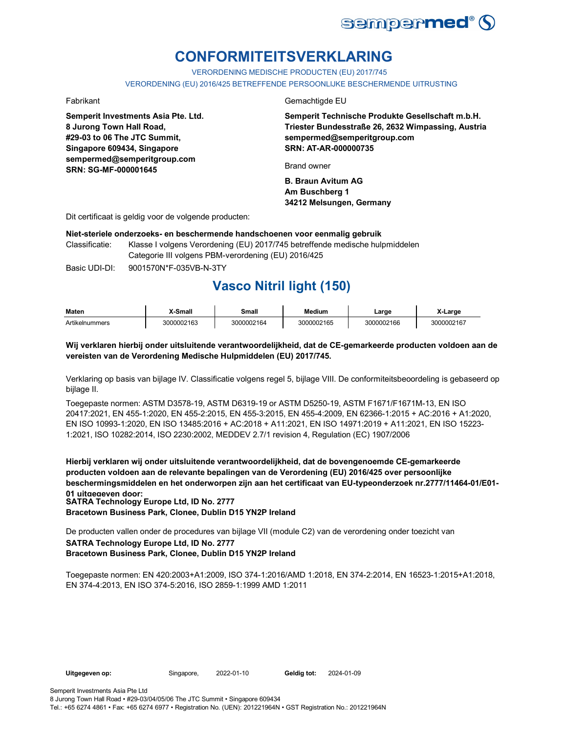# CONFORMITEITSVERKLARING

VERORDENING MEDISCHE PRODUCTEN (EU) 2017/745

VERORDENING (EU) 2016/425 BETREFFENDE PERSOONLIJKE BESCHERMENDE UITRUSTING

Fabrikant

**Semperit Investments Asia Pte. Ltd.**
**8 Jurong Town Hall Road,**
**#29-03 to 06 The JTC Summit,**
**Singapore 609434, Singapore**
**sempermed@semperitgroup.com**
**SRN: SG-MF-000001645**

Gemachtigde EU

**Semperit Technische Produkte Gesellschaft m.b.H.**
**Triester Bundesstraße 26, 2632 Wimpassing, Austria**
**sempermed@semperitgroup.com**
**SRN: AT-AR-000000735**

Brand owner

**B. Braun Avitum AG**
**Am Buschberg 1**
**34212 Melsungen, Germany**

Dit certificaat is geldig voor de volgende producten:

**Niet-steriele onderzoeks- en beschermende handschoenen voor eenmalig gebruik**

Classificatie: Klasse I volgens Verordening (EU) 2017/745 betreffende medische hulpmiddelen
Categorie III volgens PBM-verordening (EU) 2016/425

Basic UDI-DI: 9001570N*F-035VB-N-3TY

## Vasco Nitril light (150)

| Maten | X-Small | Small | Medium | Large | X-Large |
|---|---|---|---|---|---|
| Artikelnummers | 3000002163 | 3000002164 | 3000002165 | 3000002166 | 3000002167 |

**Wij verklaren hierbij onder uitsluitende verantwoordelijkheid, dat de CE-gemarkeerde producten voldoen aan de vereisten van de Verordening Medische Hulpmiddelen (EU) 2017/745.**

Verklaring op basis van bijlage IV. Classificatie volgens regel 5, bijlage VIII. De conformiteitsbeoordeling is gebaseerd op bijlage II.

Toegepaste normen: ASTM D3578-19, ASTM D6319-19 or ASTM D5250-19, ASTM F1671/F1671M-13, EN ISO 20417:2021, EN 455-1:2020, EN 455-2:2015, EN 455-3:2015, EN 455-4:2009, EN 62366-1:2015 + AC:2016 + A1:2020, EN ISO 10993-1:2020, EN ISO 13485:2016 + AC:2018 + A11:2021, EN ISO 14971:2019 + A11:2021, EN ISO 15223-1:2021, ISO 10282:2014, ISO 2230:2002, MEDDEV 2.7/1 revision 4, Regulation (EC) 1907/2006

**Hierbij verklaren wij onder uitsluitende verantwoordelijkheid, dat de bovengenoemde CE-gemarkeerde producten voldoen aan de relevante bepalingen van de Verordening (EU) 2016/425 over persoonlijke beschermingsmiddelen en het onderworpen zijn aan het certificaat van EU-typeonderzoek nr.2777/11464-01/E01-01 uitgegeven door:**
**SATRA Technology Europe Ltd, ID No. 2777**
**Bracetown Business Park, Clonee, Dublin D15 YN2P Ireland**

De producten vallen onder de procedures van bijlage VII (module C2) van de verordening onder toezicht van
**SATRA Technology Europe Ltd, ID No. 2777**
**Bracetown Business Park, Clonee, Dublin D15 YN2P Ireland**

Toegepaste normen: EN 420:2003+A1:2009, ISO 374-1:2016/AMD 1:2018, EN 374-2:2014, EN 16523-1:2015+A1:2018, EN 374-4:2013, EN ISO 374-5:2016, ISO 2859-1:1999 AMD 1:2011

**Uitgegeven op:** Singapore, 2022-01-10 **Geldig tot:** 2024-01-09

Semperit Investments Asia Pte Ltd
8 Jurong Town Hall Road • #29-03/04/05/06 The JTC Summit • Singapore 609434
Tel.: +65 6274 4861 • Fax: +65 6274 6977 • Registration No. (UEN): 201221964N • GST Registration No.: 201221964N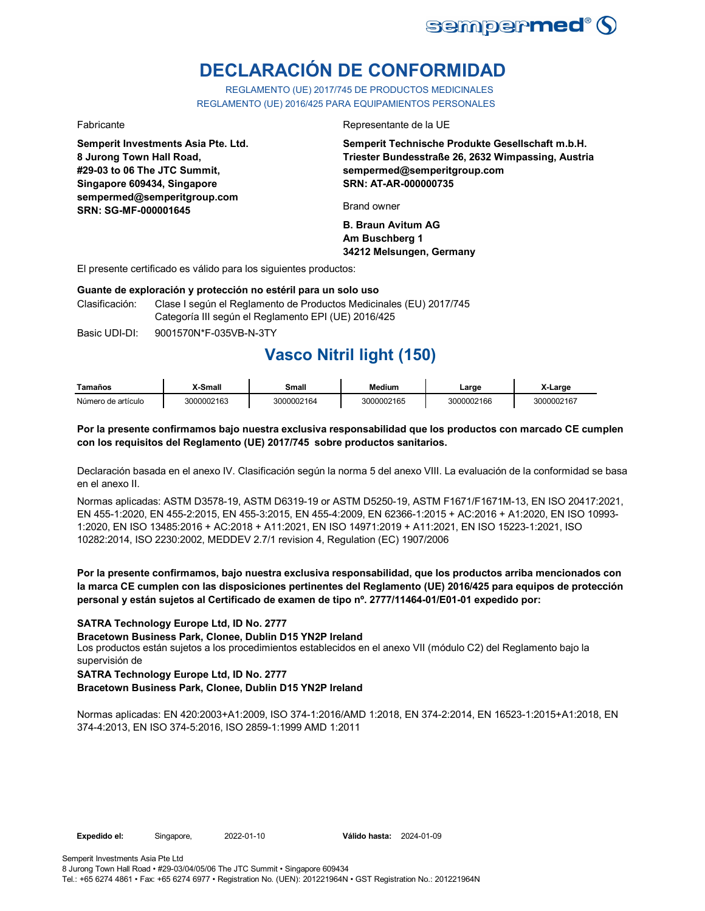# DECLARACIÓN DE CONFORMIDAD

REGLAMENTO (UE) 2017/745 DE PRODUCTOS MEDICINALES
REGLAMENTO (UE) 2016/425 PARA EQUIPAMIENTOS PERSONALES

Fabricante

**Semperit Investments Asia Pte. Ltd.**
**8 Jurong Town Hall Road,**
**#29-03 to 06 The JTC Summit,**
**Singapore 609434, Singapore**
**sempermed@semperitgroup.com**
**SRN: SG-MF-000001645**

Representante de la UE

**Semperit Technische Produkte Gesellschaft m.b.H.**
**Triester Bundesstraße 26, 2632 Wimpassing, Austria**
**sempermed@semperitgroup.com**
**SRN: AT-AR-000000735**

Brand owner

**B. Braun Avitum AG**
**Am Buschberg 1**
**34212 Melsungen, Germany**

El presente certificado es válido para los siguientes productos:

**Guante de exploración y protección no estéril para un solo uso**

Clasificación: Clase I según el Reglamento de Productos Medicinales (EU) 2017/745
Categoría III según el Reglamento EPI (UE) 2016/425

Basic UDI-DI: 9001570N*F-035VB-N-3TY

## Vasco Nitril light (150)

| Tamaños | X-Small | Small | Medium | Large | X-Large |
|---|---|---|---|---|---|
| Número de artículo | 3000002163 | 3000002164 | 3000002165 | 3000002166 | 3000002167 |

**Por la presente confirmamos bajo nuestra exclusiva responsabilidad que los productos con marcado CE cumplen con los requisitos del Reglamento (UE) 2017/745 sobre productos sanitarios.**

Declaración basada en el anexo IV. Clasificación según la norma 5 del anexo VIII. La evaluación de la conformidad se basa en el anexo II.

Normas aplicadas: ASTM D3578-19, ASTM D6319-19 or ASTM D5250-19, ASTM F1671/F1671M-13, EN ISO 20417:2021, EN 455-1:2020, EN 455-2:2015, EN 455-3:2015, EN 455-4:2009, EN 62366-1:2015 + AC:2016 + A1:2020, EN ISO 10993-1:2020, EN ISO 13485:2016 + AC:2018 + A11:2021, EN ISO 14971:2019 + A11:2021, EN ISO 15223-1:2021, ISO 10282:2014, ISO 2230:2002, MEDDEV 2.7/1 revision 4, Regulation (EC) 1907/2006

**Por la presente confirmamos, bajo nuestra exclusiva responsabilidad, que los productos arriba mencionados con la marca CE cumplen con las disposiciones pertinentes del Reglamento (UE) 2016/425 para equipos de protección personal y están sujetos al Certificado de examen de tipo nº. 2777/11464-01/E01-01 expedido por:**

**SATRA Technology Europe Ltd, ID No. 2777**
**Bracetown Business Park, Clonee, Dublin D15 YN2P Ireland**
Los productos están sujetos a los procedimientos establecidos en el anexo VII (módulo C2) del Reglamento bajo la supervisión de
**SATRA Technology Europe Ltd, ID No. 2777**
**Bracetown Business Park, Clonee, Dublin D15 YN2P Ireland**

Normas aplicadas: EN 420:2003+A1:2009, ISO 374-1:2016/AMD 1:2018, EN 374-2:2014, EN 16523-1:2015+A1:2018, EN 374-4:2013, EN ISO 374-5:2016, ISO 2859-1:1999 AMD 1:2011

**Expedido el:** Singapore, 2022-01-10 **Válido hasta:** 2024-01-09

Semperit Investments Asia Pte Ltd
8 Jurong Town Hall Road • #29-03/04/05/06 The JTC Summit • Singapore 609434
Tel.: +65 6274 4861 • Fax: +65 6274 6977 • Registration No. (UEN): 201221964N • GST Registration No.: 201221964N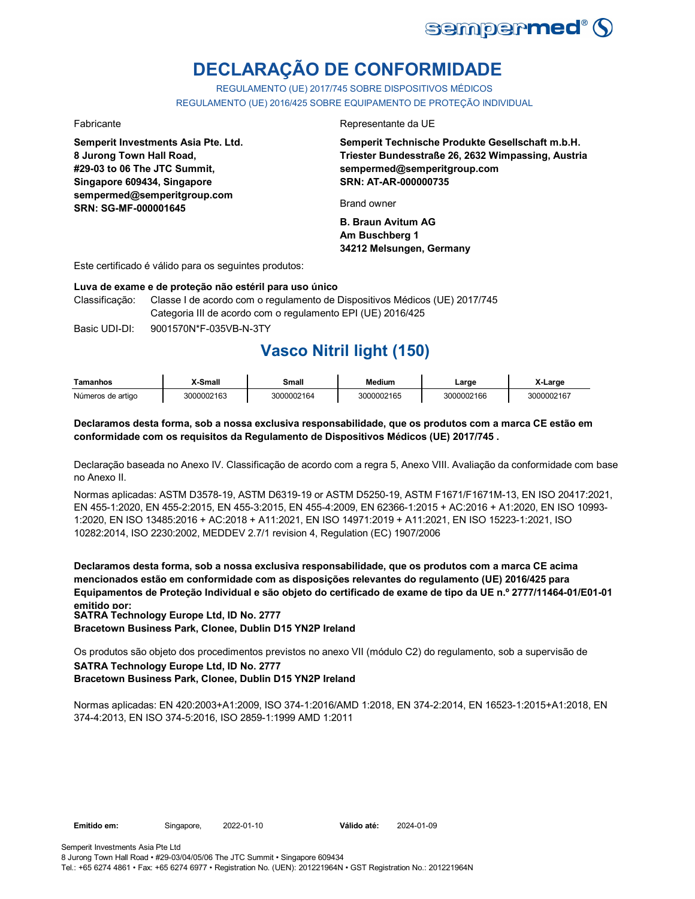# DECLARAÇÃO DE CONFORMIDADE

REGULAMENTO (UE) 2017/745 SOBRE DISPOSITIVOS MÉDICOS
REGULAMENTO (UE) 2016/425 SOBRE EQUIPAMENTO DE PROTEÇÃO INDIVIDUAL

Fabricante

**Semperit Investments Asia Pte. Ltd.**
**8 Jurong Town Hall Road,**
**#29-03 to 06 The JTC Summit,**
**Singapore 609434, Singapore**
**sempermed@semperitgroup.com**
**SRN: SG-MF-000001645**

Representante da UE

**Semperit Technische Produkte Gesellschaft m.b.H.**
**Triester Bundesstraße 26, 2632 Wimpassing, Austria**
**sempermed@semperitgroup.com**
**SRN: AT-AR-000000735**

Brand owner

**B. Braun Avitum AG**
**Am Buschberg 1**
**34212 Melsungen, Germany**

Este certificado é válido para os seguintes produtos:

**Luva de exame e de proteção não estéril para uso único**

Classificação: Classe I de acordo com o regulamento de Dispositivos Médicos (UE) 2017/745
Categoria III de acordo com o regulamento EPI (UE) 2016/425

Basic UDI-DI: 9001570N*F-035VB-N-3TY

## Vasco Nitril light (150)

| Tamanhos | X-Small | Small | Medium | Large | X-Large |
|---|---|---|---|---|---|
| Números de artigo | 3000002163 | 3000002164 | 3000002165 | 3000002166 | 3000002167 |

**Declaramos desta forma, sob a nossa exclusiva responsabilidade, que os produtos com a marca CE estão em conformidade com os requisitos da Regulamento de Dispositivos Médicos (UE) 2017/745 .**

Declaração baseada no Anexo IV. Classificação de acordo com a regra 5, Anexo VIII. Avaliação da conformidade com base no Anexo II.

Normas aplicadas: ASTM D3578-19, ASTM D6319-19 or ASTM D5250-19, ASTM F1671/F1671M-13, EN ISO 20417:2021, EN 455-1:2020, EN 455-2:2015, EN 455-3:2015, EN 455-4:2009, EN 62366-1:2015 + AC:2016 + A1:2020, EN ISO 10993-1:2020, EN ISO 13485:2016 + AC:2018 + A11:2021, EN ISO 14971:2019 + A11:2021, EN ISO 15223-1:2021, ISO 10282:2014, ISO 2230:2002, MEDDEV 2.7/1 revision 4, Regulation (EC) 1907/2006

**Declaramos desta forma, sob a nossa exclusiva responsabilidade, que os produtos com a marca CE acima mencionados estão em conformidade com as disposições relevantes do regulamento (UE) 2016/425 para Equipamentos de Proteção Individual e são objeto do certificado de exame de tipo da UE n.º 2777/11464-01/E01-01 emitido por:**

**SATRA Technology Europe Ltd, ID No. 2777**
**Bracetown Business Park, Clonee, Dublin D15 YN2P Ireland**

Os produtos são objeto dos procedimentos previstos no anexo VII (módulo C2) do regulamento, sob a supervisão de

**SATRA Technology Europe Ltd, ID No. 2777**
**Bracetown Business Park, Clonee, Dublin D15 YN2P Ireland**

Normas aplicadas: EN 420:2003+A1:2009, ISO 374-1:2016/AMD 1:2018, EN 374-2:2014, EN 16523-1:2015+A1:2018, EN 374-4:2013, EN ISO 374-5:2016, ISO 2859-1:1999 AMD 1:2011

**Emitido em:** Singapore, 2022-01-10 **Válido até:** 2024-01-09

Semperit Investments Asia Pte Ltd
8 Jurong Town Hall Road • #29-03/04/05/06 The JTC Summit • Singapore 609434
Tel.: +65 6274 4861 • Fax: +65 6274 6977 • Registration No. (UEN): 201221964N • GST Registration No.: 201221964N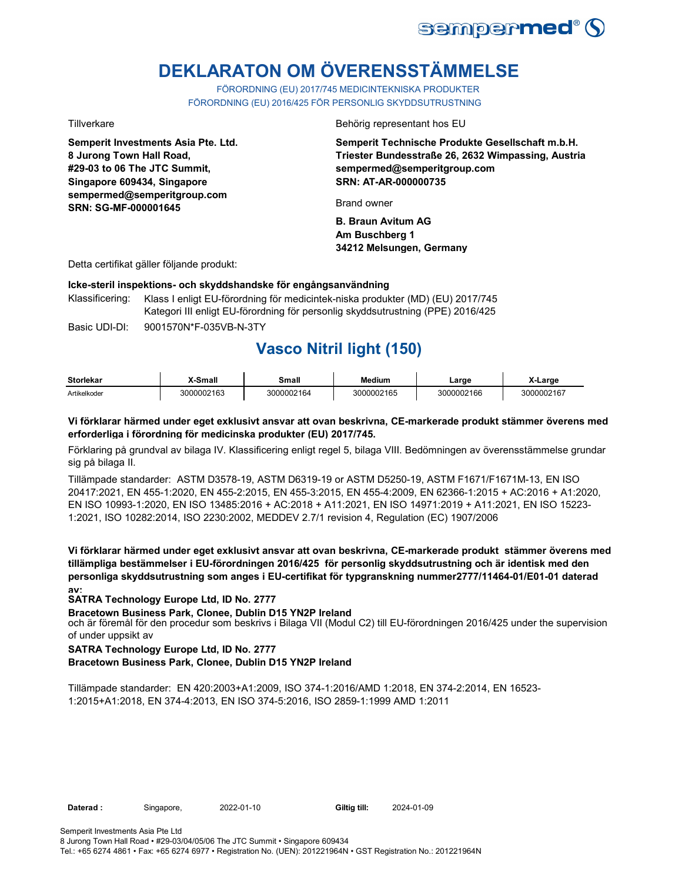# DEKLARATON OM ÖVERENSSTÄMMELSE

FÖRORDNING (EU) 2017/745 MEDICINTEKNISKA PRODUKTER
FÖRORDNING (EU) 2016/425 FÖR PERSONLIG SKYDDSUTRUSTNING

Tillverkare

**Semperit Investments Asia Pte. Ltd.**
**8 Jurong Town Hall Road,**
**#29-03 to 06 The JTC Summit,**
**Singapore 609434, Singapore**
**sempermed@semperitgroup.com**
**SRN: SG-MF-000001645**

Behörig representant hos EU

**Semperit Technische Produkte Gesellschaft m.b.H.**
**Triester Bundesstraße 26, 2632 Wimpassing, Austria**
**sempermed@semperitgroup.com**
**SRN: AT-AR-000000735**

Brand owner

**B. Braun Avitum AG**
**Am Buschberg 1**
**34212 Melsungen, Germany**

Detta certifikat gäller följande produkt:

**Icke-steril inspektions- och skyddshandske för engångsanvändning**

Klassificering: Klass I enligt EU-förordning för medicintek-niska produkter (MD) (EU) 2017/745
Kategori III enligt EU-förordning för personlig skyddsutrustning (PPE) 2016/425

Basic UDI-DI: 9001570N*F-035VB-N-3TY

## Vasco Nitril light (150)

| Storlekar | X-Small | Small | Medium | Large | X-Large |
|---|---|---|---|---|---|
| Artikelkoder | 3000002163 | 3000002164 | 3000002165 | 3000002166 | 3000002167 |

**Vi förklarar härmed under eget exklusivt ansvar att ovan beskrivna, CE-markerade produkt stämmer överens med erforderliga i förordning för medicinska produkter (EU) 2017/745.**

Förklaring på grundval av bilaga IV. Klassificering enligt regel 5, bilaga VIII. Bedömningen av överensstämmelse grundar sig på bilaga II.

Tillämpade standarder: ASTM D3578-19, ASTM D6319-19 or ASTM D5250-19, ASTM F1671/F1671M-13, EN ISO 20417:2021, EN 455-1:2020, EN 455-2:2015, EN 455-3:2015, EN 455-4:2009, EN 62366-1:2015 + AC:2016 + A1:2020, EN ISO 10993-1:2020, EN ISO 13485:2016 + AC:2018 + A11:2021, EN ISO 14971:2019 + A11:2021, EN ISO 15223-1:2021, ISO 10282:2014, ISO 2230:2002, MEDDEV 2.7/1 revision 4, Regulation (EC) 1907/2006

**Vi förklarar härmed under eget exklusivt ansvar att ovan beskrivna, CE-markerade produkt stämmer överens med tillämpliga bestämmelser i EU-förordningen 2016/425 för personlig skyddsutrustning och är identisk med den personliga skyddsutrustning som anges i EU-certifikat för typgranskning nummer2777/11464-01/E01-01 daterad av:**

**SATRA Technology Europe Ltd, ID No. 2777**
**Bracetown Business Park, Clonee, Dublin D15 YN2P Ireland**

och är föremål för den procedur som beskrivs i Bilaga VII (Modul C2) till EU-förordningen 2016/425 under the supervision of under uppsikt av

**SATRA Technology Europe Ltd, ID No. 2777**
**Bracetown Business Park, Clonee, Dublin D15 YN2P Ireland**

Tillämpade standarder: EN 420:2003+A1:2009, ISO 374-1:2016/AMD 1:2018, EN 374-2:2014, EN 16523-1:2015+A1:2018, EN 374-4:2013, EN ISO 374-5:2016, ISO 2859-1:1999 AMD 1:2011

**Daterad :** Singapore, 2022-01-10 **Giltig till:** 2024-01-09

Semperit Investments Asia Pte Ltd
8 Jurong Town Hall Road • #29-03/04/05/06 The JTC Summit • Singapore 609434
Tel.: +65 6274 4861 • Fax: +65 6274 6977 • Registration No. (UEN): 201221964N • GST Registration No.: 201221964N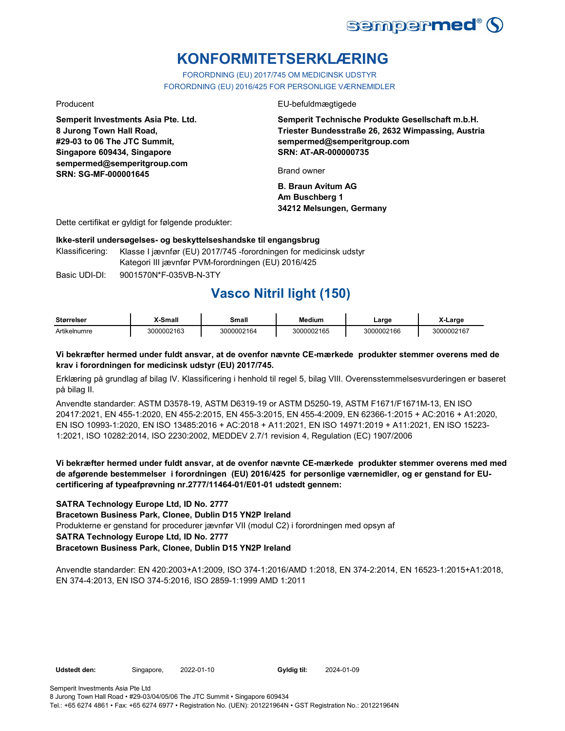# KONFORMITETSERKLÆRING

FORORDNING (EU) 2017/745 OM MEDICINSK UDSTYR
FORORDNING (EU) 2016/425 FOR PERSONLIGE VÆRNEMIDLER

Producent

**Semperit Investments Asia Pte. Ltd.**
**8 Jurong Town Hall Road,**
**#29-03 to 06 The JTC Summit,**
**Singapore 609434, Singapore**
**sempermed@semperitgroup.com**
**SRN: SG-MF-000001645**

EU-befuldmægtigede

**Semperit Technische Produkte Gesellschaft m.b.H.**
**Triester Bundesstraße 26, 2632 Wimpassing, Austria**
**sempermed@semperitgroup.com**
**SRN: AT-AR-000000735**

Brand owner

**B. Braun Avitum AG**
**Am Buschberg 1**
**34212 Melsungen, Germany**

Dette certifikat er gyldigt for følgende produkter:

**Ikke-steril undersøgelses- og beskyttelseshandske til engangsbrug**

Klassificering: Klasse I jævnfør (EU) 2017/745 -forordningen for medicinsk udstyr
Kategori III jævnfør PVM-forordningen (EU) 2016/425

Basic UDI-DI: 9001570N*F-035VB-N-3TY

## Vasco Nitril light (150)

| Størrelser | X-Small | Small | Medium | Large | X-Large |
|---|---|---|---|---|---|
| Artikelnumre | 3000002163 | 3000002164 | 3000002165 | 3000002166 | 3000002167 |

**Vi bekræfter hermed under fuldt ansvar, at de ovenfor nævnte CE-mærkede produkter stemmer overens med de krav i forordningen for medicinsk udstyr (EU) 2017/745.**

Erklæring på grundlag af bilag IV. Klassificering i henhold til regel 5, bilag VIII. Overensstemmelsesvurderingen er baseret på bilag II.

Anvendte standarder: ASTM D3578-19, ASTM D6319-19 or ASTM D5250-19, ASTM F1671/F1671M-13, EN ISO 20417:2021, EN 455-1:2020, EN 455-2:2015, EN 455-3:2015, EN 455-4:2009, EN 62366-1:2015 + AC:2016 + A1:2020, EN ISO 10993-1:2020, EN ISO 13485:2016 + AC:2018 + A11:2021, EN ISO 14971:2019 + A11:2021, EN ISO 15223-1:2021, ISO 10282:2014, ISO 2230:2002, MEDDEV 2.7/1 revision 4, Regulation (EC) 1907/2006

**Vi bekræfter hermed under fuldt ansvar, at de ovenfor nævnte CE-mærkede produkter stemmer overens med med de afgørende bestemmelser i forordningen (EU) 2016/425 for personlige værnemidler, og er genstand for EU-certificering af typeafprøvning nr.2777/11464-01/E01-01 udstedt gennem:**

**SATRA Technology Europe Ltd, ID No. 2777**
**Bracetown Business Park, Clonee, Dublin D15 YN2P Ireland**
Produkterne er genstand for procedurer jævnfør VII (modul C2) i forordningen med opsyn af
**SATRA Technology Europe Ltd, ID No. 2777**
**Bracetown Business Park, Clonee, Dublin D15 YN2P Ireland**

Anvendte standarder: EN 420:2003+A1:2009, ISO 374-1:2016/AMD 1:2018, EN 374-2:2014, EN 16523-1:2015+A1:2018, EN 374-4:2013, EN ISO 374-5:2016, ISO 2859-1:1999 AMD 1:2011

**Udstedt den:** Singapore, 2022-01-10 **Gyldig til:** 2024-01-09

Semperit Investments Asia Pte Ltd
8 Jurong Town Hall Road • #29-03/04/05/06 The JTC Summit • Singapore 609434
Tel.: +65 6274 4861 • Fax: +65 6274 6977 • Registration No. (UEN): 201221964N • GST Registration No.: 201221964N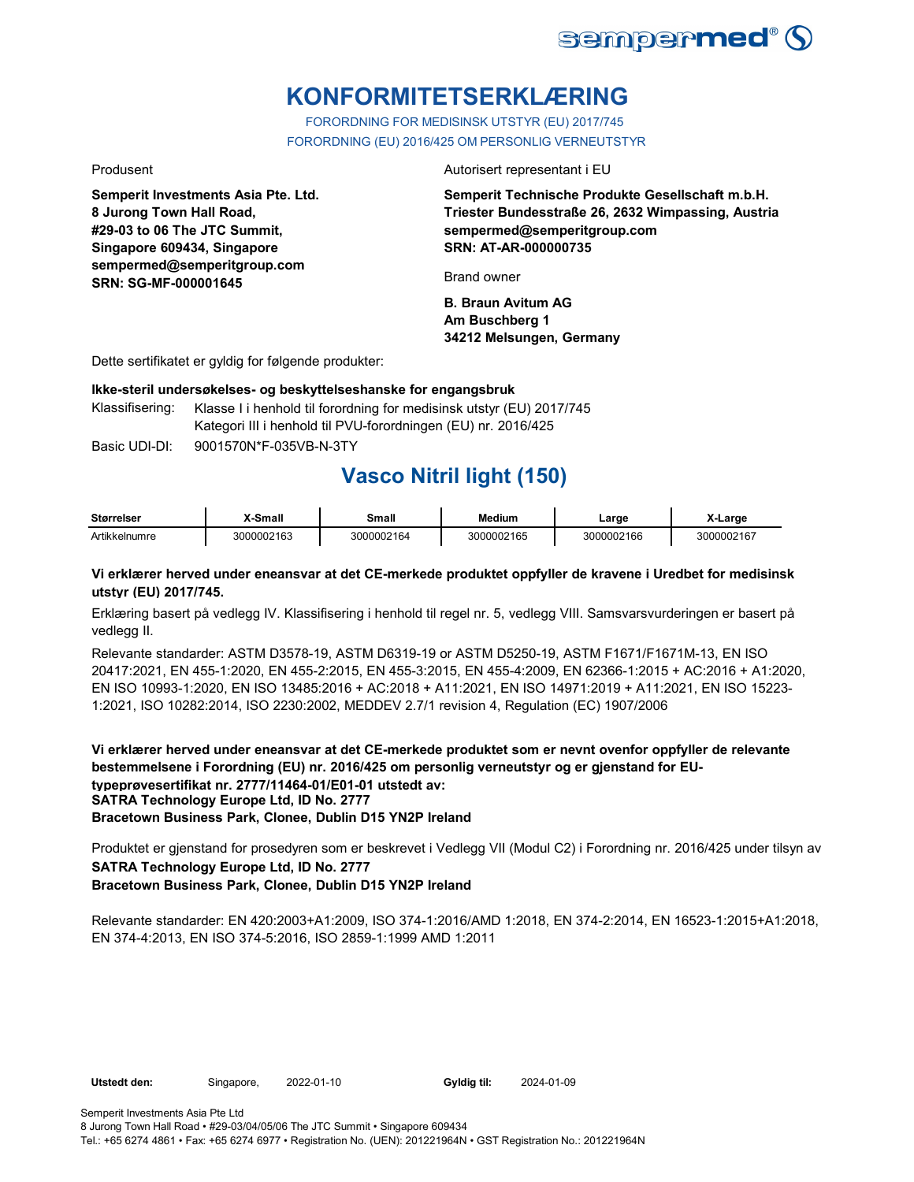# KONFORMITETSERKLÆRING

FORORDNING FOR MEDISINSK UTSTYR (EU) 2017/745
FORORDNING (EU) 2016/425 OM PERSONLIG VERNEUTSTYR

Produsent

**Semperit Investments Asia Pte. Ltd.
8 Jurong Town Hall Road,
#29-03 to 06 The JTC Summit,
Singapore 609434, Singapore
sempermed@semperitgroup.com
SRN: SG-MF-000001645**

Autorisert representant i EU

**Semperit Technische Produkte Gesellschaft m.b.H.
Triester Bundesstraße 26, 2632 Wimpassing, Austria
sempermed@semperitgroup.com
SRN: AT-AR-000000735**

Brand owner

**B. Braun Avitum AG
Am Buschberg 1
34212 Melsungen, Germany**

Dette sertifikatet er gyldig for følgende produkter:

**Ikke-steril undersøkelses- og beskyttelseshanske for engangsbruk**

Klassifisering: Klasse I i henhold til forordning for medisinsk utstyr (EU) 2017/745
Kategori III i henhold til PVU-forordningen (EU) nr. 2016/425

Basic UDI-DI: 9001570N*F-035VB-N-3TY

## Vasco Nitril light (150)

| Størrelser | X-Small | Small | Medium | Large | X-Large |
|---|---|---|---|---|---|
| Artikkelnumre | 3000002163 | 3000002164 | 3000002165 | 3000002166 | 3000002167 |

**Vi erklærer herved under eneansvar at det CE-merkede produktet oppfyller de kravene i Uredbet for medisinsk utstyr (EU) 2017/745.**

Erklæring basert på vedlegg IV. Klassifisering i henhold til regel nr. 5, vedlegg VIII. Samsvarsvurderingen er basert på vedlegg II.

Relevante standarder: ASTM D3578-19, ASTM D6319-19 or ASTM D5250-19, ASTM F1671/F1671M-13, EN ISO 20417:2021, EN 455-1:2020, EN 455-2:2015, EN 455-3:2015, EN 455-4:2009, EN 62366-1:2015 + AC:2016 + A1:2020, EN ISO 10993-1:2020, EN ISO 13485:2016 + AC:2018 + A11:2021, EN ISO 14971:2019 + A11:2021, EN ISO 15223-1:2021, ISO 10282:2014, ISO 2230:2002, MEDDEV 2.7/1 revision 4, Regulation (EC) 1907/2006

**Vi erklærer herved under eneansvar at det CE-merkede produktet som er nevnt ovenfor oppfyller de relevante bestemmelsene i Forordning (EU) nr. 2016/425 om personlig verneutstyr og er gjenstand for EU-typeprøvesertifikat nr. 2777/11464-01/E01-01 utstedt av:
SATRA Technology Europe Ltd, ID No. 2777
Bracetown Business Park, Clonee, Dublin D15 YN2P Ireland**

Produktet er gjenstand for prosedyren som er beskrevet i Vedlegg VII (Modul C2) i Forordning nr. 2016/425 under tilsyn av
**SATRA Technology Europe Ltd, ID No. 2777
Bracetown Business Park, Clonee, Dublin D15 YN2P Ireland**

Relevante standarder: EN 420:2003+A1:2009, ISO 374-1:2016/AMD 1:2018, EN 374-2:2014, EN 16523-1:2015+A1:2018, EN 374-4:2013, EN ISO 374-5:2016, ISO 2859-1:1999 AMD 1:2011

**Utstedt den:** Singapore, 2022-01-10 **Gyldig til:** 2024-01-09

Semperit Investments Asia Pte Ltd
8 Jurong Town Hall Road • #29-03/04/05/06 The JTC Summit • Singapore 609434
Tel.: +65 6274 4861 • Fax: +65 6274 6977 • Registration No. (UEN): 201221964N • GST Registration No.: 201221964N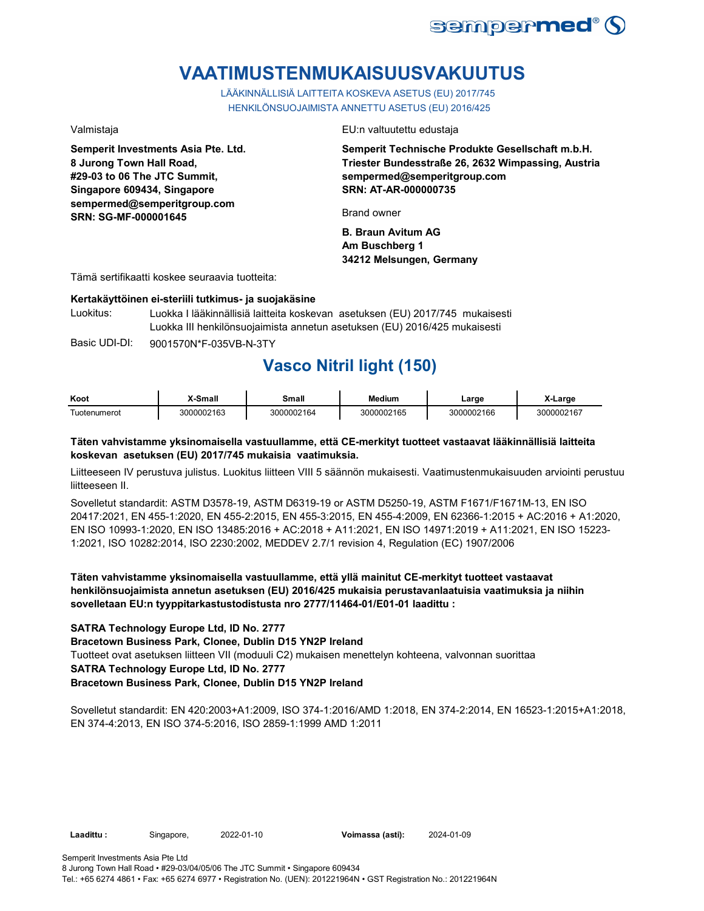# VAATIMUSTENMUKAISUUSVAKUUTUS

LÄÄKINNÄLLISIÄ LAITTEITA KOSKEVA ASETUS (EU) 2017/745
HENKILÖNSUOJAIMISTA ANNETTU ASETUS (EU) 2016/425

Valmistaja

**Semperit Investments Asia Pte. Ltd.**
**8 Jurong Town Hall Road,**
**#29-03 to 06 The JTC Summit,**
**Singapore 609434, Singapore**
**sempermed@semperitgroup.com**
**SRN: SG-MF-000001645**

EU:n valtuutettu edustaja

**Semperit Technische Produkte Gesellschaft m.b.H.**
**Triester Bundesstraße 26, 2632 Wimpassing, Austria**
**sempermed@semperitgroup.com**
**SRN: AT-AR-000000735**

Brand owner

**B. Braun Avitum AG**
**Am Buschberg 1**
**34212 Melsungen, Germany**

Tämä sertifikaatti koskee seuraavia tuotteita:

**Kertakäyttöinen ei-steriili tutkimus- ja suojakäsine**

Luokitus: Luokka I lääkinnällisiä laitteita koskevan asetuksen (EU) 2017/745 mukaisesti
Luokka III henkilönsuojaimista annetun asetuksen (EU) 2016/425 mukaisesti

Basic UDI-DI: 9001570N*F-035VB-N-3TY

## Vasco Nitril light (150)

| Koot | X-Small | Small | Medium | Large | X-Large |
|---|---|---|---|---|---|
| Tuotenumerot | 3000002163 | 3000002164 | 3000002165 | 3000002166 | 3000002167 |

**Täten vahvistamme yksinomaisella vastuullamme, että CE-merkityt tuotteet vastaavat lääkinnällisiä laitteita koskevan asetuksen (EU) 2017/745 mukaisia vaatimuksia.**

Liitteeseen IV perustuva julistus. Luokitus liitteen VIII 5 säännön mukaisesti. Vaatimustenmukaisuuden arviointi perustuu liitteeseen II.

Sovelletut standardit: ASTM D3578-19, ASTM D6319-19 or ASTM D5250-19, ASTM F1671/F1671M-13, EN ISO 20417:2021, EN 455-1:2020, EN 455-2:2015, EN 455-3:2015, EN 455-4:2009, EN 62366-1:2015 + AC:2016 + A1:2020, EN ISO 10993-1:2020, EN ISO 13485:2016 + AC:2018 + A11:2021, EN ISO 14971:2019 + A11:2021, EN ISO 15223-1:2021, ISO 10282:2014, ISO 2230:2002, MEDDEV 2.7/1 revision 4, Regulation (EC) 1907/2006

**Täten vahvistamme yksinomaisella vastuullamme, että yllä mainitut CE-merkityt tuotteet vastaavat henkilönsuojaimista annetun asetuksen (EU) 2016/425 mukaisia perustavanlaatuisia vaatimuksia ja niihin sovelletaan EU:n tyyppitarkastustodistusta nro 2777/11464-01/E01-01 laadittu :**

**SATRA Technology Europe Ltd, ID No. 2777**
**Bracetown Business Park, Clonee, Dublin D15 YN2P Ireland**
Tuotteet ovat asetuksen liitteen VII (moduuli C2) mukaisen menettelyn kohteena, valvonnan suorittaa
**SATRA Technology Europe Ltd, ID No. 2777**
**Bracetown Business Park, Clonee, Dublin D15 YN2P Ireland**

Sovelletut standardit: EN 420:2003+A1:2009, ISO 374-1:2016/AMD 1:2018, EN 374-2:2014, EN 16523-1:2015+A1:2018, EN 374-4:2013, EN ISO 374-5:2016, ISO 2859-1:1999 AMD 1:2011

**Laadittu :** Singapore, 2022-01-10 **Voimassa (asti):** 2024-01-09

Semperit Investments Asia Pte Ltd
8 Jurong Town Hall Road • #29-03/04/05/06 The JTC Summit • Singapore 609434
Tel.: +65 6274 4861 • Fax: +65 6274 6977 • Registration No. (UEN): 201221964N • GST Registration No.: 201221964N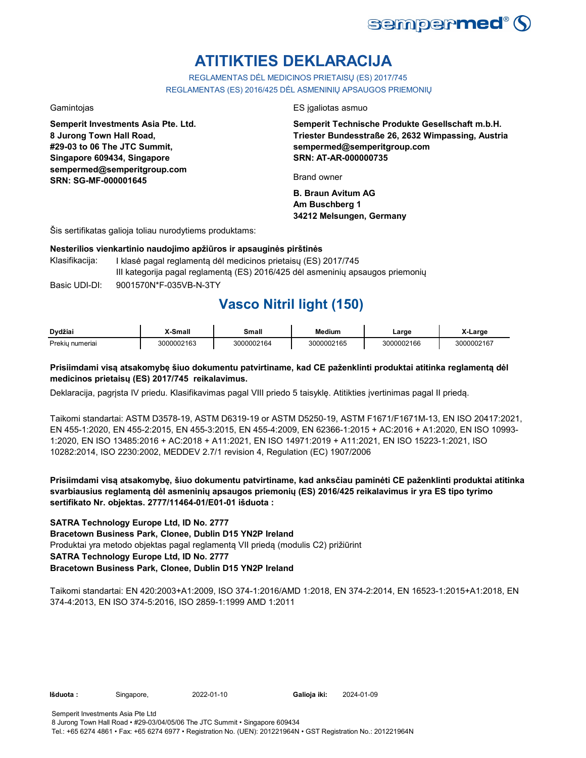# ATITIKTIES DEKLARACIJA

REGLAMENTAS DĖL MEDICINOS PRIETAISŲ (ES) 2017/745
REGLAMENTAS (ES) 2016/425 DĖL ASMENINIŲ APSAUGOS PRIEMONIŲ

Gamintojas

**Semperit Investments Asia Pte. Ltd.**
**8 Jurong Town Hall Road,**
**#29-03 to 06 The JTC Summit,**
**Singapore 609434, Singapore**
**sempermed@semperitgroup.com**
**SRN: SG-MF-000001645**

ES įgaliotas asmuo

**Semperit Technische Produkte Gesellschaft m.b.H.**
**Triester Bundesstraße 26, 2632 Wimpassing, Austria**
**sempermed@semperitgroup.com**
**SRN: AT-AR-000000735**

Brand owner

**B. Braun Avitum AG**
**Am Buschberg 1**
**34212 Melsungen, Germany**

Šis sertifikatas galioja toliau nurodytiems produktams:

**Nesterilios vienkartinio naudojimo apžiūros ir apsauginės pirštinės**

Klasifikacija: I klasė pagal reglamentą dėl medicinos prietaisų (ES) 2017/745
III kategorija pagal reglamentą (ES) 2016/425 dėl asmeninių apsaugos priemonių

Basic UDI-DI: 9001570N*F-035VB-N-3TY

## Vasco Nitril light (150)

| Dydžiai | X-Small | Small | Medium | Large | X-Large |
|---|---|---|---|---|---|
| Prekių numeriai | 3000002163 | 3000002164 | 3000002165 | 3000002166 | 3000002167 |

**Prisiimdami visą atsakomybę šiuo dokumentu patvirtiname, kad CE paženklinti produktai atitinka reglamentą dėl medicinos prietaisų (ES) 2017/745 reikalavimus.**

Deklaracija, pagrįsta IV priedu. Klasifikavimas pagal VIII priedo 5 taisyklę. Atitikties įvertinimas pagal II priedą.

Taikomi standartai: ASTM D3578-19, ASTM D6319-19 or ASTM D5250-19, ASTM F1671/F1671M-13, EN ISO 20417:2021, EN 455-1:2020, EN 455-2:2015, EN 455-3:2015, EN 455-4:2009, EN 62366-1:2015 + AC:2016 + A1:2020, EN ISO 10993-1:2020, EN ISO 13485:2016 + AC:2018 + A11:2021, EN ISO 14971:2019 + A11:2021, EN ISO 15223-1:2021, ISO 10282:2014, ISO 2230:2002, MEDDEV 2.7/1 revision 4, Regulation (EC) 1907/2006

**Prisiimdami visą atsakomybę, šiuo dokumentu patvirtiname, kad anksčiau paminėti CE paženklinti produktai atitinka svarbiausius reglamentą dėl asmeninių apsaugos priemonių (ES) 2016/425 reikalavimus ir yra ES tipo tyrimo sertifikato Nr. objektas. 2777/11464-01/E01-01 išduota :**

**SATRA Technology Europe Ltd, ID No. 2777**
**Bracetown Business Park, Clonee, Dublin D15 YN2P Ireland**
Produktai yra metodo objektas pagal reglamentą VII priedą (modulis C2) prižiūrint
**SATRA Technology Europe Ltd, ID No. 2777**
**Bracetown Business Park, Clonee, Dublin D15 YN2P Ireland**

Taikomi standartai: EN 420:2003+A1:2009, ISO 374-1:2016/AMD 1:2018, EN 374-2:2014, EN 16523-1:2015+A1:2018, EN 374-4:2013, EN ISO 374-5:2016, ISO 2859-1:1999 AMD 1:2011

**Išduota :** Singapore, 2022-01-10 **Galioja iki:** 2024-01-09

Semperit Investments Asia Pte Ltd
8 Jurong Town Hall Road • #29-03/04/05/06 The JTC Summit • Singapore 609434
Tel.: +65 6274 4861 • Fax: +65 6274 6977 • Registration No. (UEN): 201221964N • GST Registration No.: 201221964N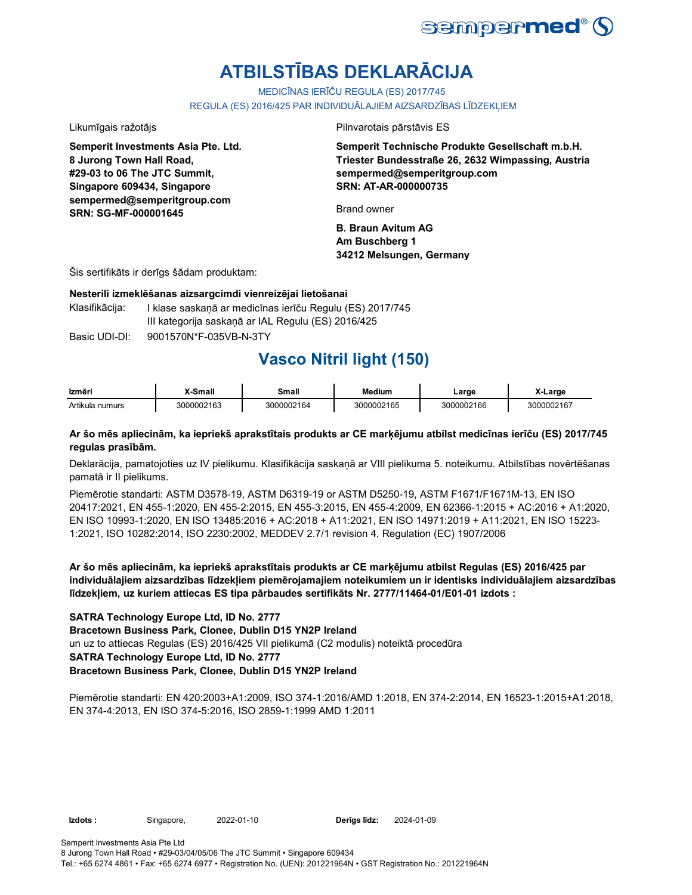# ATBILSTĪBAS DEKLARĀCIJA

MEDICĪNAS IERĪČU REGULA (ES) 2017/745

REGULA (ES) 2016/425 PAR INDIVIDUĀLAJIEM AIZSARDZĪBAS LĪDZEKĻIEM

Likumīgais ražotājs

**Semperit Investments Asia Pte. Ltd.**
**8 Jurong Town Hall Road,**
**#29-03 to 06 The JTC Summit,**
**Singapore 609434, Singapore**
**sempermed@semperitgroup.com**
**SRN: SG-MF-000001645**

Pilnvarotais pārstāvis ES

**Semperit Technische Produkte Gesellschaft m.b.H.**
**Triester Bundesstraße 26, 2632 Wimpassing, Austria**
**sempermed@semperitgroup.com**
**SRN: AT-AR-000000735**

Brand owner

**B. Braun Avitum AG**
**Am Buschberg 1**
**34212 Melsungen, Germany**

Šis sertifikāts ir derīgs šādam produktam:

**Nesterili izmeklēšanas aizsargcimdi vienreizējai lietošanai**

Klasifikācija: I klase saskaņā ar medicīnas ierīču Regulu (ES) 2017/745
III kategorija saskaņā ar IAL Regulu (ES) 2016/425

Basic UDI-DI: 9001570N*F-035VB-N-3TY

## Vasco Nitril light (150)

| Izmēri | X-Small | Small | Medium | Large | X-Large |
|---|---|---|---|---|---|
| Artikula numurs | 3000002163 | 3000002164 | 3000002165 | 3000002166 | 3000002167 |

**Ar šo mēs apliecinām, ka iepriekš aprakstītais produkts ar CE marķējumu atbilst medicīnas ierīču (ES) 2017/745 regulas prasībām.**

Deklarācija, pamatojoties uz IV pielikumu. Klasifikācija saskaņā ar VIII pielikuma 5. noteikumu. Atbilstības novērtēšanas pamatā ir II pielikums.

Piemērotie standarti: ASTM D3578-19, ASTM D6319-19 or ASTM D5250-19, ASTM F1671/F1671M-13, EN ISO 20417:2021, EN 455-1:2020, EN 455-2:2015, EN 455-3:2015, EN 455-4:2009, EN 62366-1:2015 + AC:2016 + A1:2020, EN ISO 10993-1:2020, EN ISO 13485:2016 + AC:2018 + A11:2021, EN ISO 14971:2019 + A11:2021, EN ISO 15223-1:2021, ISO 10282:2014, ISO 2230:2002, MEDDEV 2.7/1 revision 4, Regulation (EC) 1907/2006

**Ar šo mēs apliecinām, ka iepriekš aprakstītais produkts ar CE marķējumu atbilst Regulas (ES) 2016/425 par individuālajiem aizsardzības līdzekļiem piemērojamajiem noteikumiem un ir identisks individuālajiem aizsardzības līdzekļiem, uz kuriem attiecas ES tipa pārbaudes sertifikāts Nr. 2777/11464-01/E01-01 izdots :**

**SATRA Technology Europe Ltd, ID No. 2777**
**Bracetown Business Park, Clonee, Dublin D15 YN2P Ireland**
un uz to attiecas Regulas (ES) 2016/425 VII pielikumā (C2 modulis) noteiktā procedūra
**SATRA Technology Europe Ltd, ID No. 2777**
**Bracetown Business Park, Clonee, Dublin D15 YN2P Ireland**

Piemērotie standarti: EN 420:2003+A1:2009, ISO 374-1:2016/AMD 1:2018, EN 374-2:2014, EN 16523-1:2015+A1:2018, EN 374-4:2013, EN ISO 374-5:2016, ISO 2859-1:1999 AMD 1:2011

**Izdots :** Singapore, 2022-01-10 **Derīgs līdz:** 2024-01-09

Semperit Investments Asia Pte Ltd
8 Jurong Town Hall Road • #29-03/04/05/06 The JTC Summit • Singapore 609434
Tel.: +65 6274 4861 • Fax: +65 6274 6977 • Registration No. (UEN): 201221964N • GST Registration No.: 201221964N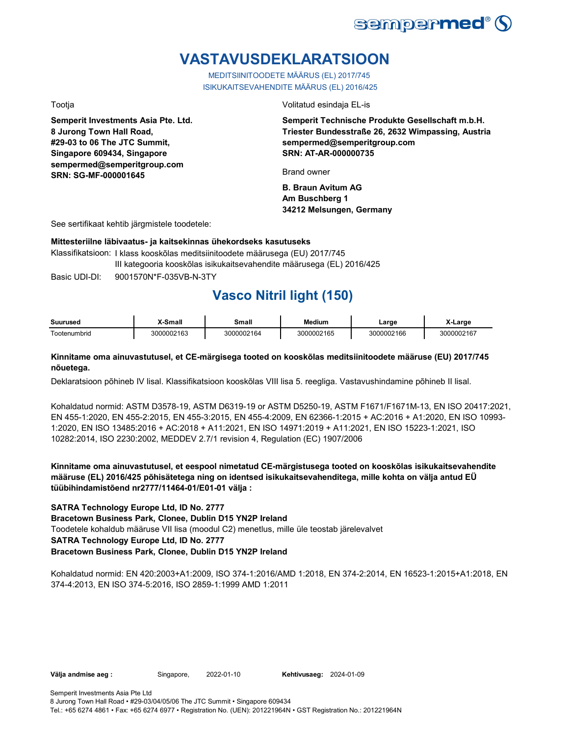# VASTAVUSDEKLARATSIOON

MEDITSIINITOODETE MÄÄRUS (EL) 2017/745
ISIKUKAITSEVAHENDITE MÄÄRUS (EL) 2016/425

Tootja

**Semperit Investments Asia Pte. Ltd.**
**8 Jurong Town Hall Road,**
**#29-03 to 06 The JTC Summit,**
**Singapore 609434, Singapore**
**sempermed@semperitgroup.com**
**SRN: SG-MF-000001645**

Volitatud esindaja EL-is

**Semperit Technische Produkte Gesellschaft m.b.H.**
**Triester Bundesstraße 26, 2632 Wimpassing, Austria**
**sempermed@semperitgroup.com**
**SRN: AT-AR-000000735**

Brand owner

**B. Braun Avitum AG**
**Am Buschberg 1**
**34212 Melsungen, Germany**

See sertifikaat kehtib järgmistele toodetele:

**Mittesteriilne läbivaatus- ja kaitsekinnas ühekordseks kasutuseks**

Klassifikatsioon: I klass kooskõlas meditsiinitoodete määrusega (EU) 2017/745
III kategooria kooskõlas isikukaitsevahendite määrusega (EL) 2016/425

Basic UDI-DI: 9001570N*F-035VB-N-3TY

## Vasco Nitril light (150)

| Suurused | X-Small | Small | Medium | Large | X-Large |
|---|---|---|---|---|---|
| Tootenumbrid | 3000002163 | 3000002164 | 3000002165 | 3000002166 | 3000002167 |

**Kinnitame oma ainuvastutusel, et CE-märgisega tooted on kooskõlas meditsiinitoodete määruse (EU) 2017/745 nõuetega.**

Deklaratsioon põhineb IV lisal. Klassifikatsioon kooskõlas VIII lisa 5. reegliga. Vastavushindamine põhineb II lisal.

Kohaldatud normid: ASTM D3578-19, ASTM D6319-19 or ASTM D5250-19, ASTM F1671/F1671M-13, EN ISO 20417:2021, EN 455-1:2020, EN 455-2:2015, EN 455-3:2015, EN 455-4:2009, EN 62366-1:2015 + AC:2016 + A1:2020, EN ISO 10993-1:2020, EN ISO 13485:2016 + AC:2018 + A11:2021, EN ISO 14971:2019 + A11:2021, EN ISO 15223-1:2021, ISO 10282:2014, ISO 2230:2002, MEDDEV 2.7/1 revision 4, Regulation (EC) 1907/2006

**Kinnitame oma ainuvastutusel, et eespool nimetatud CE-märgistusega tooted on kooskõlas isikukaitsevahendite määruse (EL) 2016/425 põhisätetega ning on identsed isikukaitsevahenditega, mille kohta on välja antud EÜ tüübihindamistõend nr2777/11464-01/E01-01 välja :**

**SATRA Technology Europe Ltd, ID No. 2777**
**Bracetown Business Park, Clonee, Dublin D15 YN2P Ireland**
Toodetele kohaldub määruse VII lisa (moodul C2) menetlus, mille üle teostab järelevalvet
**SATRA Technology Europe Ltd, ID No. 2777**
**Bracetown Business Park, Clonee, Dublin D15 YN2P Ireland**

Kohaldatud normid: EN 420:2003+A1:2009, ISO 374-1:2016/AMD 1:2018, EN 374-2:2014, EN 16523-1:2015+A1:2018, EN 374-4:2013, EN ISO 374-5:2016, ISO 2859-1:1999 AMD 1:2011

**Välja andmise aeg :** Singapore, 2022-01-10 **Kehtivusaeg:** 2024-01-09

Semperit Investments Asia Pte Ltd
8 Jurong Town Hall Road • #29-03/04/05/06 The JTC Summit • Singapore 609434
Tel.: +65 6274 4861 • Fax: +65 6274 6977 • Registration No. (UEN): 201221964N • GST Registration No.: 201221964N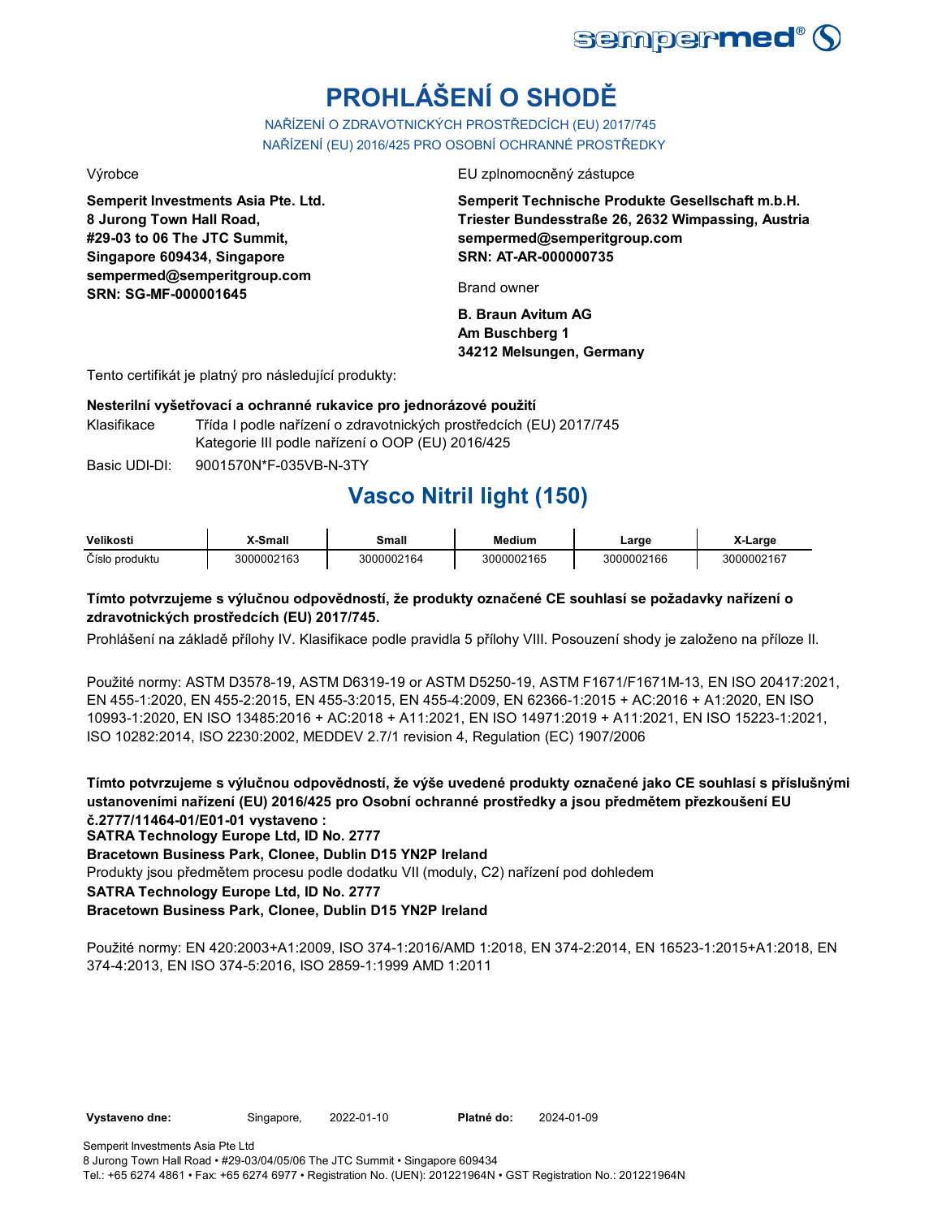# PROHLÁŠENÍ O SHODĚ

NAŘÍZENÍ O ZDRAVOTNICKÝCH PROSTŘEDCÍCH (EU) 2017/745
NAŘÍZENÍ (EU) 2016/425 PRO OSOBNÍ OCHRANNÉ PROSTŘEDKY

Výrobce

**Semperit Investments Asia Pte. Ltd.**
**8 Jurong Town Hall Road,**
**#29-03 to 06 The JTC Summit,**
**Singapore 609434, Singapore**
**sempermed@semperitgroup.com**
**SRN: SG-MF-000001645**

EU zplnomocněný zástupce

**Semperit Technische Produkte Gesellschaft m.b.H.**
**Triester Bundesstraße 26, 2632 Wimpassing, Austria**
**sempermed@semperitgroup.com**
**SRN: AT-AR-000000735**

Brand owner

**B. Braun Avitum AG**
**Am Buschberg 1**
**34212 Melsungen, Germany**

Tento certifikát je platný pro následující produkty:

**Nesterilní vyšetřovací a ochranné rukavice pro jednorázové použití**

Klasifikace: Třída I podle nařízení o zdravotnických prostředcích (EU) 2017/745
Kategorie III podle nařízení o OOP (EU) 2016/425

Basic UDI-DI: 9001570N*F-035VB-N-3TY

## Vasco Nitril light (150)

| Velikosti | X-Small | Small | Medium | Large | X-Large |
|---|---|---|---|---|---|
| Číslo produktu | 3000002163 | 3000002164 | 3000002165 | 3000002166 | 3000002167 |

**Tímto potvrzujeme s výlučnou odpovědností, že produkty označené CE souhlasí se požadavky nařízení o zdravotnických prostředcích (EU) 2017/745.**

Prohlášení na základě přílohy IV. Klasifikace podle pravidla 5 přílohy VIII. Posouzení shody je založeno na příloze II.

Použité normy: ASTM D3578-19, ASTM D6319-19 or ASTM D5250-19, ASTM F1671/F1671M-13, EN ISO 20417:2021, EN 455-1:2020, EN 455-2:2015, EN 455-3:2015, EN 455-4:2009, EN 62366-1:2015 + AC:2016 + A1:2020, EN ISO 10993-1:2020, EN ISO 13485:2016 + AC:2018 + A11:2021, EN ISO 14971:2019 + A11:2021, EN ISO 15223-1:2021, ISO 10282:2014, ISO 2230:2002, MEDDEV 2.7/1 revision 4, Regulation (EC) 1907/2006

**Tímto potvrzujeme s výlučnou odpovědností, že výše uvedené produkty označené jako CE souhlasí s příslušnými ustanoveními nařízení (EU) 2016/425 pro Osobní ochranné prostředky a jsou předmětem přezkoušení EU č.2777/11464-01/E01-01 vystaveno :**
**SATRA Technology Europe Ltd, ID No. 2777**
**Bracetown Business Park, Clonee, Dublin D15 YN2P Ireland**
Produkty jsou předmětem procesu podle dodatku VII (moduly, C2) nařízení pod dohledem
**SATRA Technology Europe Ltd, ID No. 2777**
**Bracetown Business Park, Clonee, Dublin D15 YN2P Ireland**

Použité normy: EN 420:2003+A1:2009, ISO 374-1:2016/AMD 1:2018, EN 374-2:2014, EN 16523-1:2015+A1:2018, EN 374-4:2013, EN ISO 374-5:2016, ISO 2859-1:1999 AMD 1:2011

**Vystaveno dne:** Singapore, 2022-01-10 **Platné do:** 2024-01-09

Semperit Investments Asia Pte Ltd
8 Jurong Town Hall Road • #29-03/04/05/06 The JTC Summit • Singapore 609434
Tel.: +65 6274 4861 • Fax: +65 6274 6977 • Registration No. (UEN): 201221964N • GST Registration No.: 201221964N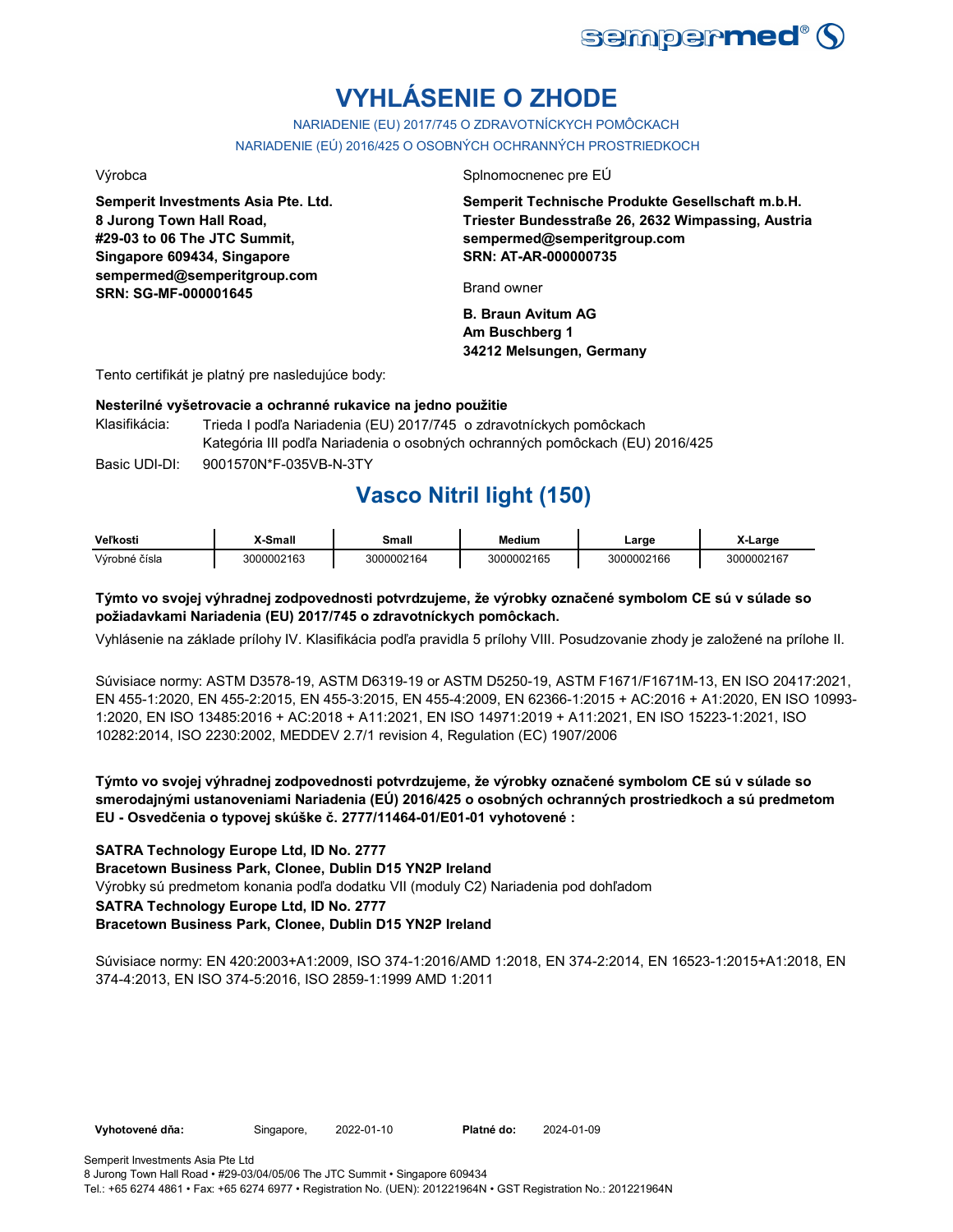# VYHLÁSENIE O ZHODE

NARIADENIE (EU) 2017/745 O ZDRAVOTNÍCKYCH POMÔCKACH

NARIADENIE (EÚ) 2016/425 O OSOBNÝCH OCHRANNÝCH PROSTRIEDKOCH

Výrobca

**Semperit Investments Asia Pte. Ltd.**
**8 Jurong Town Hall Road,**
**#29-03 to 06 The JTC Summit,**
**Singapore 609434, Singapore**
**sempermed@semperitgroup.com**
**SRN: SG-MF-000001645**

Splnomocnenec pre EÚ

**Semperit Technische Produkte Gesellschaft m.b.H.**
**Triester Bundesstraße 26, 2632 Wimpassing, Austria**
**sempermed@semperitgroup.com**
**SRN: AT-AR-000000735**

Brand owner

**B. Braun Avitum AG**
**Am Buschberg 1**
**34212 Melsungen, Germany**

Tento certifikát je platný pre nasledujúce body:

**Nesterilné vyšetrovacie a ochranné rukavice na jedno použitie**

Klasifikácia: Trieda I podľa Nariadenia (EU) 2017/745 o zdravotníckych pomôckach
Kategória III podľa Nariadenia o osobných ochranných pomôckach (EU) 2016/425

Basic UDI-DI: 9001570N*F-035VB-N-3TY

## Vasco Nitril light (150)

| Veľkosti | X-Small | Small | Medium | Large | X-Large |
|---|---|---|---|---|---|
| Výrobné čísla | 3000002163 | 3000002164 | 3000002165 | 3000002166 | 3000002167 |

**Týmto vo svojej výhradnej zodpovednosti potvrdzujeme, že výrobky označené symbolom CE sú v súlade so požiadavkami Nariadenia (EU) 2017/745 o zdravotníckych pomôckach.**

Vyhlásenie na základe prílohy IV. Klasifikácia podľa pravidla 5 prílohy VIII. Posudzovanie zhody je založené na prílohe II.

Súvisiace normy: ASTM D3578-19, ASTM D6319-19 or ASTM D5250-19, ASTM F1671/F1671M-13, EN ISO 20417:2021, EN 455-1:2020, EN 455-2:2015, EN 455-3:2015, EN 455-4:2009, EN 62366-1:2015 + AC:2016 + A1:2020, EN ISO 10993-1:2020, EN ISO 13485:2016 + AC:2018 + A11:2021, EN ISO 14971:2019 + A11:2021, EN ISO 15223-1:2021, ISO 10282:2014, ISO 2230:2002, MEDDEV 2.7/1 revision 4, Regulation (EC) 1907/2006

**Týmto vo svojej výhradnej zodpovednosti potvrdzujeme, že výrobky označené symbolom CE sú v súlade so smerodajnými ustanoveniami Nariadenia (EÚ) 2016/425 o osobných ochranných prostriedkoch a sú predmetom EU - Osvedčenia o typovej skúške č. 2777/11464-01/E01-01 vyhotovené :**

**SATRA Technology Europe Ltd, ID No. 2777**
**Bracetown Business Park, Clonee, Dublin D15 YN2P Ireland**
Výrobky sú predmetom konania podľa dodatku VII (moduly C2) Nariadenia pod dohľadom
**SATRA Technology Europe Ltd, ID No. 2777**
**Bracetown Business Park, Clonee, Dublin D15 YN2P Ireland**

Súvisiace normy: EN 420:2003+A1:2009, ISO 374-1:2016/AMD 1:2018, EN 374-2:2014, EN 16523-1:2015+A1:2018, EN 374-4:2013, EN ISO 374-5:2016, ISO 2859-1:1999 AMD 1:2011

**Vyhotovené dňa:** Singapore, 2022-01-10 **Platné do:** 2024-01-09

Semperit Investments Asia Pte Ltd
8 Jurong Town Hall Road • #29-03/04/05/06 The JTC Summit • Singapore 609434
Tel.: +65 6274 4861 • Fax: +65 6274 6977 • Registration No. (UEN): 201221964N • GST Registration No.: 201221964N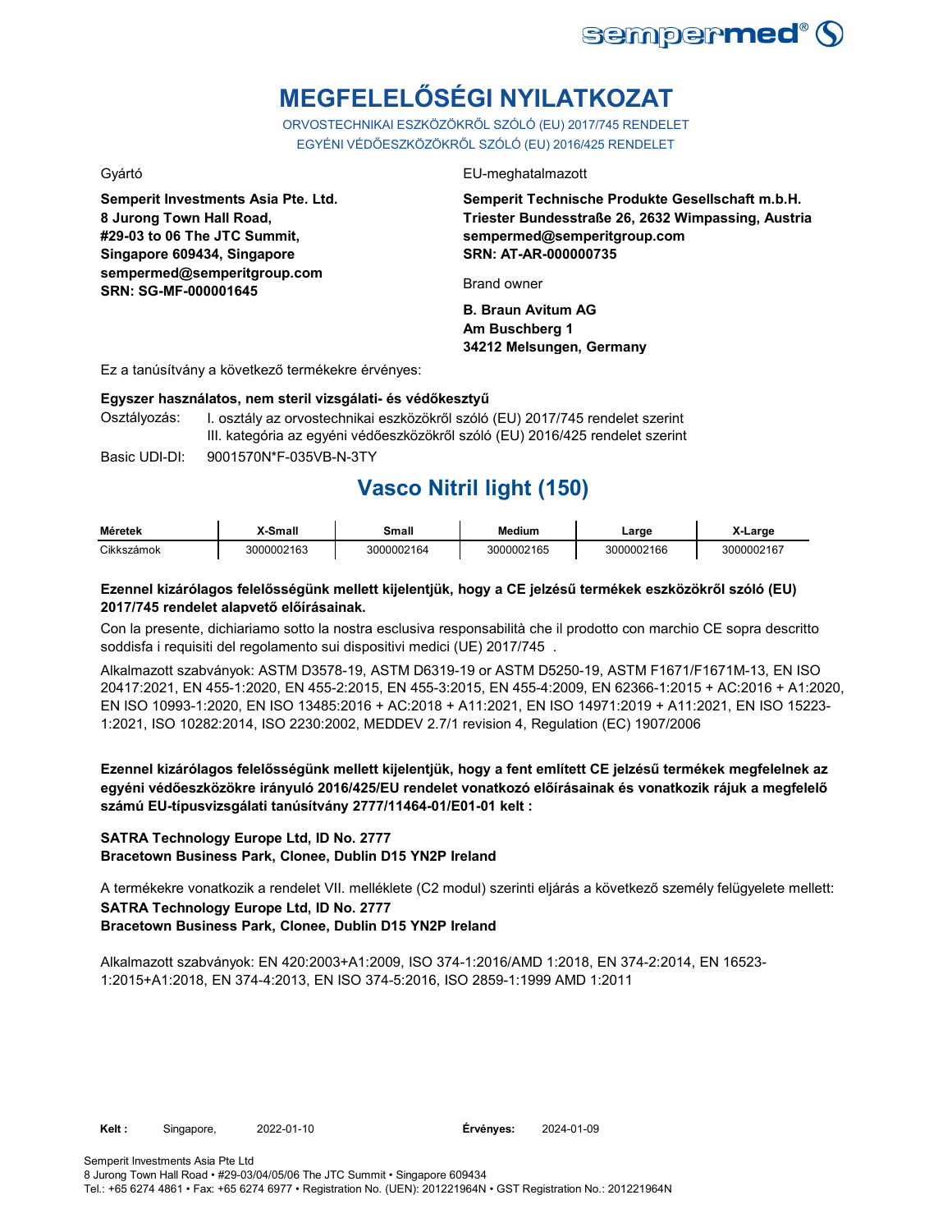sempermed®

# MEGFELELŐSÉGI NYILATKOZAT

ORVOSTECHNIKAI ESZKÖZÖKRŐL SZÓLÓ (EU) 2017/745 RENDELET
EGYÉNI VÉDŐESZKÖZÖKRŐL SZÓLÓ (EU) 2016/425 RENDELET

Gyártó

**Semperit Investments Asia Pte. Ltd.**
**8 Jurong Town Hall Road,**
**#29-03 to 06 The JTC Summit,**
**Singapore 609434, Singapore**
**sempermed@semperitgroup.com**
**SRN: SG-MF-000001645**

EU-meghatalmazott

**Semperit Technische Produkte Gesellschaft m.b.H.**
**Triester Bundesstraße 26, 2632 Wimpassing, Austria**
**sempermed@semperitgroup.com**
**SRN: AT-AR-000000735**

Brand owner

**B. Braun Avitum AG**
**Am Buschberg 1**
**34212 Melsungen, Germany**

Ez a tanúsítvány a következő termékekre érvényes:

**Egyszer használatos, nem steril vizsgálati- és védőkesztyű**

Osztályozás: I. osztály az orvostechnikai eszközökről szóló (EU) 2017/745 rendelet szerint
III. kategória az egyéni védőeszközökről szóló (EU) 2016/425 rendelet szerint

Basic UDI-DI: 9001570N*F-035VB-N-3TY

## Vasco Nitril light (150)

| Méretek | X-Small | Small | Medium | Large | X-Large |
|---|---|---|---|---|---|
| Cikkszámok | 3000002163 | 3000002164 | 3000002165 | 3000002166 | 3000002167 |

**Ezennel kizárólagos felelősségünk mellett kijelentjük, hogy a CE jelzésű termékek eszközökről szóló (EU) 2017/745 rendelet alapvető előírásainak.**

Con la presente, dichiariamo sotto la nostra esclusiva responsabilità che il prodotto con marchio CE sopra descritto soddisfa i requisiti del regolamento sui dispositivi medici (UE) 2017/745 .

Alkalmazott szabványok: ASTM D3578-19, ASTM D6319-19 or ASTM D5250-19, ASTM F1671/F1671M-13, EN ISO 20417:2021, EN 455-1:2020, EN 455-2:2015, EN 455-3:2015, EN 455-4:2009, EN 62366-1:2015 + AC:2016 + A1:2020, EN ISO 10993-1:2020, EN ISO 13485:2016 + AC:2018 + A11:2021, EN ISO 14971:2019 + A11:2021, EN ISO 15223-1:2021, ISO 10282:2014, ISO 2230:2002, MEDDEV 2.7/1 revision 4, Regulation (EC) 1907/2006

**Ezennel kizárólagos felelősségünk mellett kijelentjük, hogy a fent említett CE jelzésű termékek megfelelnek az egyéni védőeszközökre irányuló 2016/425/EU rendelet vonatkozó előírásainak és vonatkozik rájuk a megfelelő számú EU-típusvizsgálati tanúsítvány 2777/11464-01/E01-01 kelt :**

**SATRA Technology Europe Ltd, ID No. 2777**
**Bracetown Business Park, Clonee, Dublin D15 YN2P Ireland**

A termékekre vonatkozik a rendelet VII. melléklete (C2 modul) szerinti eljárás a következő személy felügyelete mellett:
**SATRA Technology Europe Ltd, ID No. 2777**
**Bracetown Business Park, Clonee, Dublin D15 YN2P Ireland**

Alkalmazott szabványok: EN 420:2003+A1:2009, ISO 374-1:2016/AMD 1:2018, EN 374-2:2014, EN 16523-1:2015+A1:2018, EN 374-4:2013, EN ISO 374-5:2016, ISO 2859-1:1999 AMD 1:2011

**Kelt :** Singapore, 2022-01-10 **Érvényes:** 2024-01-09

Semperit Investments Asia Pte Ltd
8 Jurong Town Hall Road • #29-03/04/05/06 The JTC Summit • Singapore 609434
Tel.: +65 6274 4861 • Fax: +65 6274 6977 • Registration No. (UEN): 201221964N • GST Registration No.: 201221964N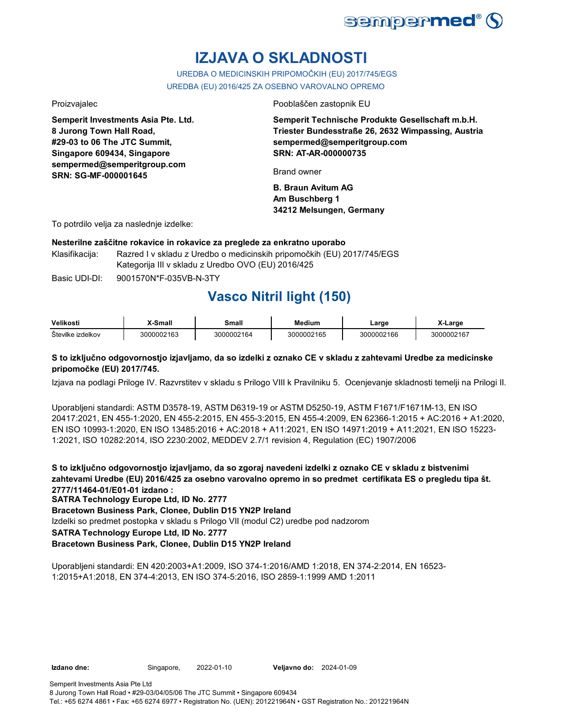# IZJAVA O SKLADNOSTI

UREDBA O MEDICINSKIH PRIPOMOČKIH (EU) 2017/745/EGS

UREDBA (EU) 2016/425 ZA OSEBNO VAROVALNO OPREMO

Proizvajalec

**Semperit Investments Asia Pte. Ltd.**
**8 Jurong Town Hall Road,**
**#29-03 to 06 The JTC Summit,**
**Singapore 609434, Singapore**
**sempermed@semperitgroup.com**
**SRN: SG-MF-000001645**

Pooblaščen zastopnik EU

**Semperit Technische Produkte Gesellschaft m.b.H.**
**Triester Bundesstraße 26, 2632 Wimpassing, Austria**
**sempermed@semperitgroup.com**
**SRN: AT-AR-000000735**

Brand owner

**B. Braun Avitum AG**
**Am Buschberg 1**
**34212 Melsungen, Germany**

To potrdilo velja za naslednje izdelke:

**Nesterilne zaščitne rokavice in rokavice za preglede za enkratno uporabo**

Klasifikacija: Razred I v skladu z Uredbo o medicinskih pripomočkih (EU) 2017/745/EGS
Kategorija III v skladu z Uredbo OVO (EU) 2016/425

Basic UDI-DI: 9001570N*F-035VB-N-3TY

## Vasco Nitril light (150)

| Velikosti | X-Small | Small | Medium | Large | X-Large |
|---|---|---|---|---|---|
| Številke izdelkov | 3000002163 | 3000002164 | 3000002165 | 3000002166 | 3000002167 |

**S to izključno odgovornostjo izjavljamo, da so izdelki z oznako CE v skladu z zahtevami Uredbe za medicinske pripomočke (EU) 2017/745.**

Izjava na podlagi Priloge IV. Razvrstitev v skladu s Prilogo VIII k Pravilniku 5. Ocenjevanje skladnosti temelji na Prilogi II.

Uporabljeni standardi: ASTM D3578-19, ASTM D6319-19 or ASTM D5250-19, ASTM F1671/F1671M-13, EN ISO 20417:2021, EN 455-1:2020, EN 455-2:2015, EN 455-3:2015, EN 455-4:2009, EN 62366-1:2015 + AC:2016 + A1:2020, EN ISO 10993-1:2020, EN ISO 13485:2016 + AC:2018 + A11:2021, EN ISO 14971:2019 + A11:2021, EN ISO 15223-1:2021, ISO 10282:2014, ISO 2230:2002, MEDDEV 2.7/1 revision 4, Regulation (EC) 1907/2006

**S to izključno odgovornostjo izjavljamo, da so zgoraj navedeni izdelki z oznako CE v skladu z bistvenimi zahtevami Uredbe (EU) 2016/425 za osebno varovalno opremo in so predmet certifikata ES o pregledu tipa št. 2777/11464-01/E01-01 izdano :**
**SATRA Technology Europe Ltd, ID No. 2777**
**Bracetown Business Park, Clonee, Dublin D15 YN2P Ireland**
Izdelki so predmet postopka v skladu s Prilogo VII (modul C2) uredbe pod nadzorom
**SATRA Technology Europe Ltd, ID No. 2777**
**Bracetown Business Park, Clonee, Dublin D15 YN2P Ireland**

Uporabljeni standardi: EN 420:2003+A1:2009, ISO 374-1:2016/AMD 1:2018, EN 374-2:2014, EN 16523-1:2015+A1:2018, EN 374-4:2013, EN ISO 374-5:2016, ISO 2859-1:1999 AMD 1:2011

**Izdano dne:** Singapore, 2022-01-10 **Veljavno do:** 2024-01-09

Semperit Investments Asia Pte Ltd
8 Jurong Town Hall Road • #29-03/04/05/06 The JTC Summit • Singapore 609434
Tel.: +65 6274 4861 • Fax: +65 6274 6977 • Registration No. (UEN): 201221964N • GST Registration No.: 201221964N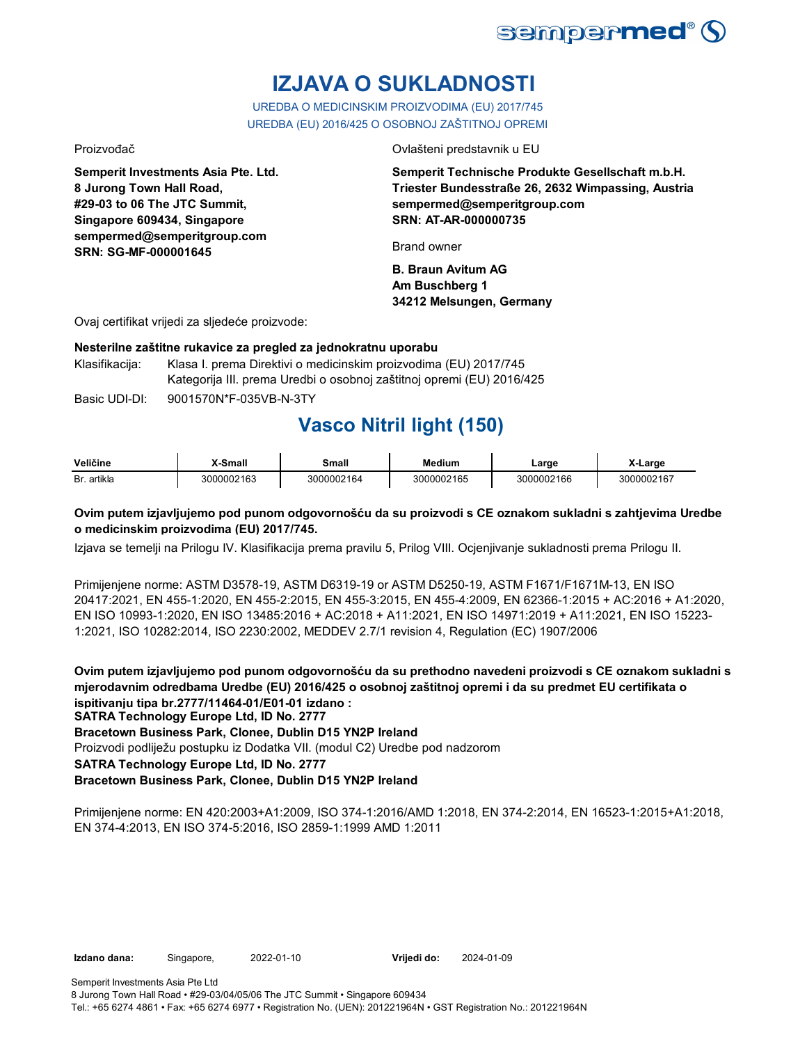# IZJAVA O SUKLADNOSTI

UREDBA O MEDICINSKIM PROIZVODIMA (EU) 2017/745
UREDBA (EU) 2016/425 O OSOBNOJ ZAŠTITNOJ OPREMI

Proizvođač

**Semperit Investments Asia Pte. Ltd.**
**8 Jurong Town Hall Road,**
**#29-03 to 06 The JTC Summit,**
**Singapore 609434, Singapore**
**sempermed@semperitgroup.com**
**SRN: SG-MF-000001645**

Ovlašteni predstavnik u EU

**Semperit Technische Produkte Gesellschaft m.b.H.**
**Triester Bundesstraße 26, 2632 Wimpassing, Austria**
**sempermed@semperitgroup.com**
**SRN: AT-AR-000000735**

Brand owner

**B. Braun Avitum AG**
**Am Buschberg 1**
**34212 Melsungen, Germany**

Ovaj certifikat vrijedi za sljedeće proizvode:

**Nesterilne zaštitne rukavice za pregled za jednokratnu uporabu**

Klasifikacija: Klasa I. prema Direktivi o medicinskim proizvodima (EU) 2017/745
Kategorija III. prema Uredbi o osobnoj zaštitnoj opremi (EU) 2016/425

Basic UDI-DI: 9001570N*F-035VB-N-3TY

## Vasco Nitril light (150)

| Veličine | X-Small | Small | Medium | Large | X-Large |
|---|---|---|---|---|---|
| Br. artikla | 3000002163 | 3000002164 | 3000002165 | 3000002166 | 3000002167 |

**Ovim putem izjavljujemo pod punom odgovornošću da su proizvodi s CE oznakom sukladni s zahtjevima Uredbe o medicinskim proizvodima (EU) 2017/745.**

Izjava se temelji na Prilogu IV. Klasifikacija prema pravilu 5, Prilog VIII. Ocjenjivanje sukladnosti prema Prilogu II.

Primijenjene norme: ASTM D3578-19, ASTM D6319-19 or ASTM D5250-19, ASTM F1671/F1671M-13, EN ISO 20417:2021, EN 455-1:2020, EN 455-2:2015, EN 455-3:2015, EN 455-4:2009, EN 62366-1:2015 + AC:2016 + A1:2020, EN ISO 10993-1:2020, EN ISO 13485:2016 + AC:2018 + A11:2021, EN ISO 14971:2019 + A11:2021, EN ISO 15223-1:2021, ISO 10282:2014, ISO 2230:2002, MEDDEV 2.7/1 revision 4, Regulation (EC) 1907/2006

**Ovim putem izjavljujemo pod punom odgovornošću da su prethodno navedeni proizvodi s CE oznakom sukladni s mjerodavnim odredbama Uredbe (EU) 2016/425 o osobnoj zaštitnoj opremi i da su predmet EU certifikata o ispitivanju tipa br.2777/11464-01/E01-01 izdano :**
**SATRA Technology Europe Ltd, ID No. 2777**
**Bracetown Business Park, Clonee, Dublin D15 YN2P Ireland**
Proizvodi podliježu postupku iz Dodatka VII. (modul C2) Uredbe pod nadzorom
**SATRA Technology Europe Ltd, ID No. 2777**
**Bracetown Business Park, Clonee, Dublin D15 YN2P Ireland**

Primijenjene norme: EN 420:2003+A1:2009, ISO 374-1:2016/AMD 1:2018, EN 374-2:2014, EN 16523-1:2015+A1:2018, EN 374-4:2013, EN ISO 374-5:2016, ISO 2859-1:1999 AMD 1:2011

**Izdano dana:** Singapore, 2022-01-10 **Vrijedi do:** 2024-01-09

Semperit Investments Asia Pte Ltd
8 Jurong Town Hall Road • #29-03/04/05/06 The JTC Summit • Singapore 609434
Tel.: +65 6274 4861 • Fax: +65 6274 6977 • Registration No. (UEN): 201221964N • GST Registration No.: 201221964N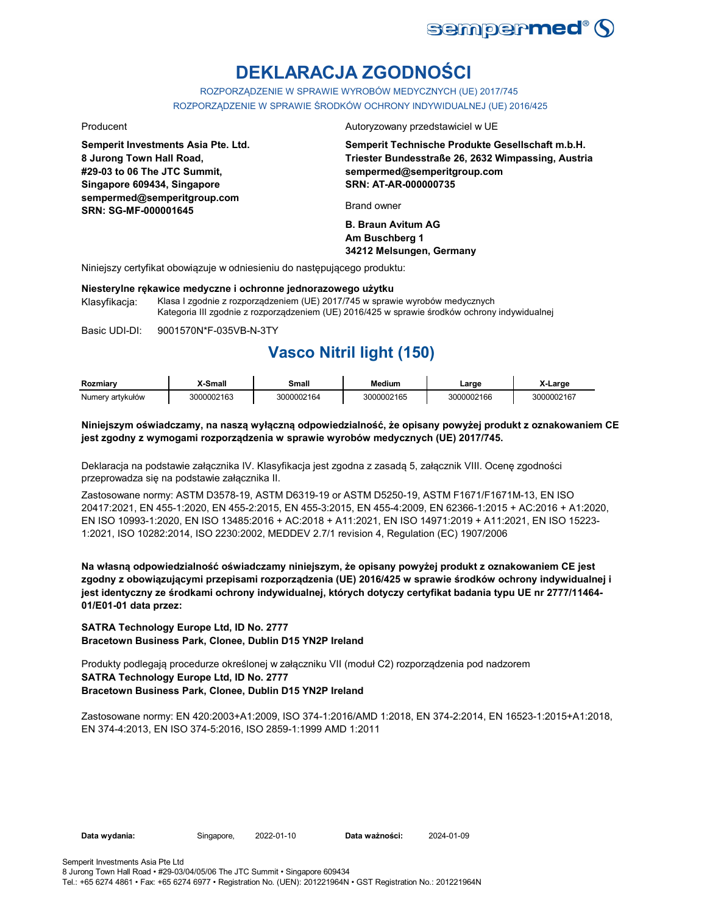# DEKLARACJA ZGODNOŚCI

ROZPORZĄDZENIE W SPRAWIE WYROBÓW MEDYCZNYCH (UE) 2017/745
ROZPORZĄDZENIE W SPRAWIE ŚRODKÓW OCHRONY INDYWIDUALNEJ (UE) 2016/425

Producent

**Semperit Investments Asia Pte. Ltd.**
**8 Jurong Town Hall Road,**
**#29-03 to 06 The JTC Summit,**
**Singapore 609434, Singapore**
**sempermed@semperitgroup.com**
**SRN: SG-MF-000001645**

Autoryzowany przedstawiciel w UE

**Semperit Technische Produkte Gesellschaft m.b.H.**
**Triester Bundesstraße 26, 2632 Wimpassing, Austria**
**sempermed@semperitgroup.com**
**SRN: AT-AR-000000735**

Brand owner

**B. Braun Avitum AG**
**Am Buschberg 1**
**34212 Melsungen, Germany**

Niniejszy certyfikat obowiązuje w odniesieniu do następującego produktu:

**Niesterylne rękawice medyczne i ochronne jednorazowego użytku**

Klasyfikacja: Klasa I zgodnie z rozporządzeniem (UE) 2017/745 w sprawie wyrobów medycznych
Kategoria III zgodnie z rozporządzeniem (UE) 2016/425 w sprawie środków ochrony indywidualnej

Basic UDI-DI: 9001570N*F-035VB-N-3TY

## Vasco Nitril light (150)

| Rozmiary | X-Small | Small | Medium | Large | X-Large |
|---|---|---|---|---|---|
| Numery artykułów | 3000002163 | 3000002164 | 3000002165 | 3000002166 | 3000002167 |

**Niniejszym oświadczamy, na naszą wyłączną odpowiedzialność, że opisany powyżej produkt z oznakowaniem CE jest zgodny z wymogami rozporządzenia w sprawie wyrobów medycznych (UE) 2017/745.**

Deklaracja na podstawie załącznika IV. Klasyfikacja jest zgodna z zasadą 5, załącznik VIII. Ocenę zgodności przeprowadza się na podstawie załącznika II.

Zastosowane normy: ASTM D3578-19, ASTM D6319-19 or ASTM D5250-19, ASTM F1671/F1671M-13, EN ISO 20417:2021, EN 455-1:2020, EN 455-2:2015, EN 455-3:2015, EN 455-4:2009, EN 62366-1:2015 + AC:2016 + A1:2020, EN ISO 10993-1:2020, EN ISO 13485:2016 + AC:2018 + A11:2021, EN ISO 14971:2019 + A11:2021, EN ISO 15223-1:2021, ISO 10282:2014, ISO 2230:2002, MEDDEV 2.7/1 revision 4, Regulation (EC) 1907/2006

**Na własną odpowiedzialność oświadczamy niniejszym, że opisany powyżej produkt z oznakowaniem CE jest zgodny z obowiązującymi przepisami rozporządzenia (UE) 2016/425 w sprawie środków ochrony indywidualnej i jest identyczny ze środkami ochrony indywidualnej, których dotyczy certyfikat badania typu UE nr 2777/11464-01/E01-01 data przez:**

**SATRA Technology Europe Ltd, ID No. 2777**
**Bracetown Business Park, Clonee, Dublin D15 YN2P Ireland**

Produkty podlegają procedurze określonej w załączniku VII (moduł C2) rozporządzenia pod nadzorem
**SATRA Technology Europe Ltd, ID No. 2777**
**Bracetown Business Park, Clonee, Dublin D15 YN2P Ireland**

Zastosowane normy: EN 420:2003+A1:2009, ISO 374-1:2016/AMD 1:2018, EN 374-2:2014, EN 16523-1:2015+A1:2018, EN 374-4:2013, EN ISO 374-5:2016, ISO 2859-1:1999 AMD 1:2011

**Data wydania:** Singapore, 2022-01-10 **Data ważności:** 2024-01-09

Semperit Investments Asia Pte Ltd
8 Jurong Town Hall Road • #29-03/04/05/06 The JTC Summit • Singapore 609434
Tel.: +65 6274 4861 • Fax: +65 6274 6977 • Registration No. (UEN): 201221964N • GST Registration No.: 201221964N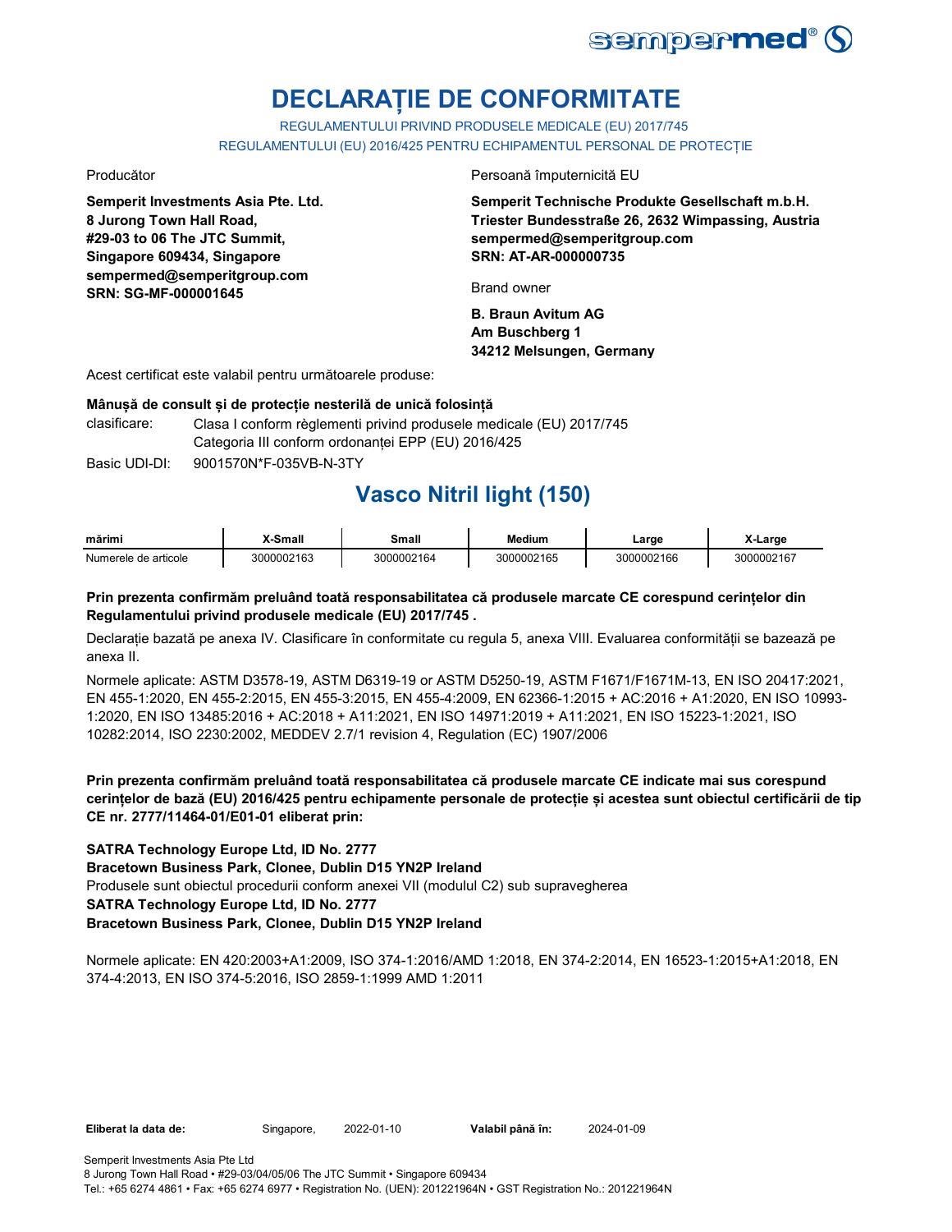sempermed®

# DECLARAȚIE DE CONFORMITATE

REGULAMENTULUI PRIVIND PRODUSELE MEDICALE (EU) 2017/745
REGULAMENTULUI (EU) 2016/425 PENTRU ECHIPAMENTUL PERSONAL DE PROTECȚIE

Producător

**Semperit Investments Asia Pte. Ltd.**
**8 Jurong Town Hall Road,**
**#29-03 to 06 The JTC Summit,**
**Singapore 609434, Singapore**
**sempermed@semperitgroup.com**
**SRN: SG-MF-000001645**

Persoană împuternicită EU

**Semperit Technische Produkte Gesellschaft m.b.H.**
**Triester Bundesstraße 26, 2632 Wimpassing, Austria**
**sempermed@semperitgroup.com**
**SRN: AT-AR-000000735**

Brand owner

**B. Braun Avitum AG**
**Am Buschberg 1**
**34212 Melsungen, Germany**

Acest certificat este valabil pentru următoarele produse:

**Mânușă de consult și de protecție nesterilă de unică folosință**

clasificare: Clasa I conform règlementi privind produsele medicale (EU) 2017/745
Categoria III conform ordonanței EPP (EU) 2016/425

Basic UDI-DI: 9001570N*F-035VB-N-3TY

## Vasco Nitril light (150)

| mărimi | X-Small | Small | Medium | Large | X-Large |
|---|---|---|---|---|---|
| Numerele de articole | 3000002163 | 3000002164 | 3000002165 | 3000002166 | 3000002167 |

**Prin prezenta confirmăm preluând toată responsabilitatea că produsele marcate CE corespund cerințelor din Regulamentului privind produsele medicale (EU) 2017/745 .**

Declarație bazată pe anexa IV. Clasificare în conformitate cu regula 5, anexa VIII. Evaluarea conformității se bazează pe anexa II.

Normele aplicate: ASTM D3578-19, ASTM D6319-19 or ASTM D5250-19, ASTM F1671/F1671M-13, EN ISO 20417:2021, EN 455-1:2020, EN 455-2:2015, EN 455-3:2015, EN 455-4:2009, EN 62366-1:2015 + AC:2016 + A1:2020, EN ISO 10993-1:2020, EN ISO 13485:2016 + AC:2018 + A11:2021, EN ISO 14971:2019 + A11:2021, EN ISO 15223-1:2021, ISO 10282:2014, ISO 2230:2002, MEDDEV 2.7/1 revision 4, Regulation (EC) 1907/2006

**Prin prezenta confirmăm preluând toată responsabilitatea că produsele marcate CE indicate mai sus corespund cerințelor de bază (EU) 2016/425 pentru echipamente personale de protecție și acestea sunt obiectul certificării de tip CE nr. 2777/11464-01/E01-01 eliberat prin:**

**SATRA Technology Europe Ltd, ID No. 2777**
**Bracetown Business Park, Clonee, Dublin D15 YN2P Ireland**
Produsele sunt obiectul procedurii conform anexei VII (modulul C2) sub supravegherea
**SATRA Technology Europe Ltd, ID No. 2777**
**Bracetown Business Park, Clonee, Dublin D15 YN2P Ireland**

Normele aplicate: EN 420:2003+A1:2009, ISO 374-1:2016/AMD 1:2018, EN 374-2:2014, EN 16523-1:2015+A1:2018, EN 374-4:2013, EN ISO 374-5:2016, ISO 2859-1:1999 AMD 1:2011

**Eliberat la data de:** Singapore, 2022-01-10 **Valabil până în:** 2024-01-09

Semperit Investments Asia Pte Ltd
8 Jurong Town Hall Road • #29-03/04/05/06 The JTC Summit • Singapore 609434
Tel.: +65 6274 4861 • Fax: +65 6274 6977 • Registration No. (UEN): 201221964N • GST Registration No.: 201221964N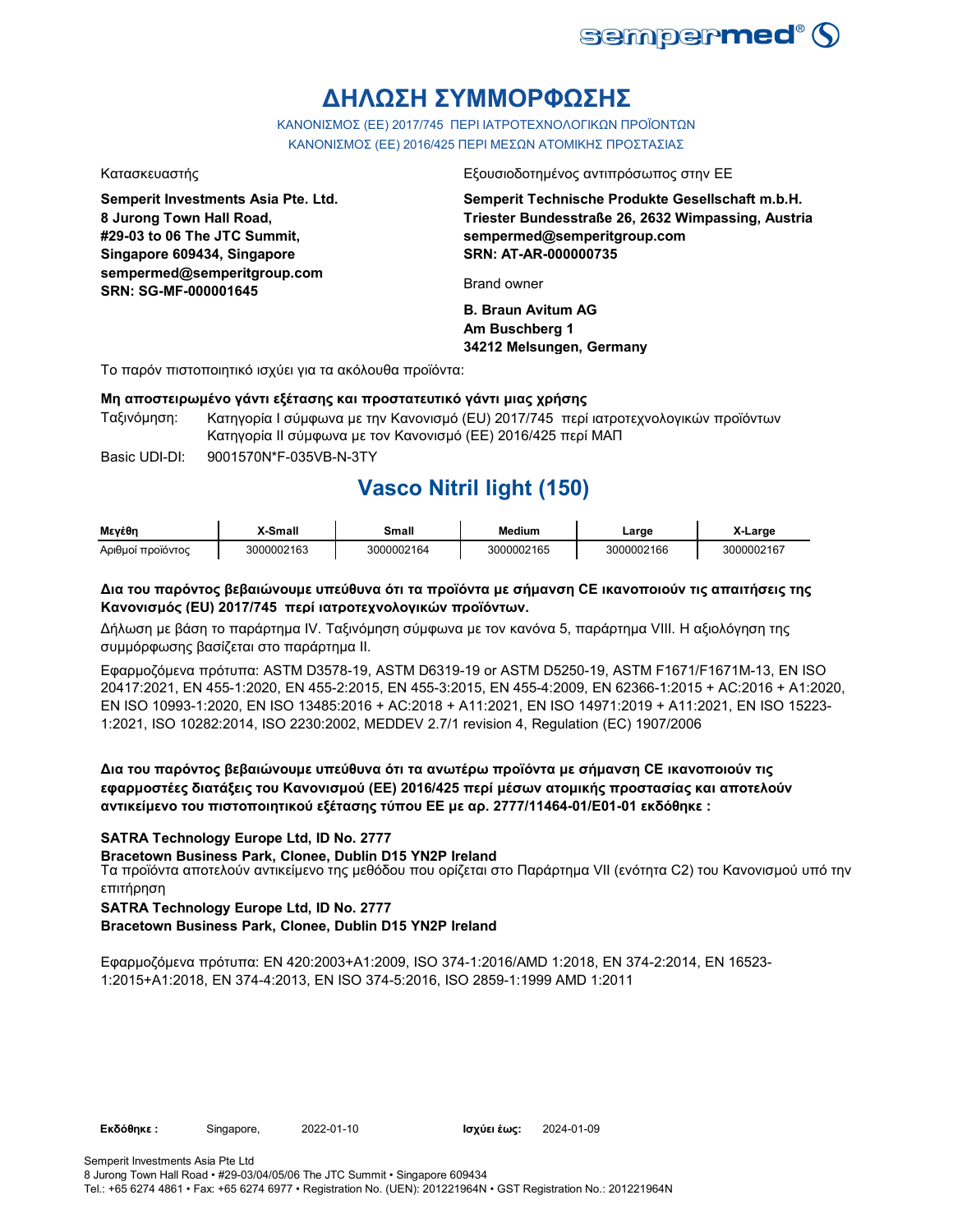# ΔΗΛΩΣΗ ΣΥΜΜΟΡΦΩΣΗΣ

ΚΑΝΟΝΙΣΜΟΣ (ΕΕ) 2017/745 ΠΕΡΙ ΙΑΤΡΟΤΕΧΝΟΛΟΓΙΚΩΝ ΠΡΟΪΟΝΤΩΝ
ΚΑΝΟΝΙΣΜΟΣ (ΕΕ) 2016/425 ΠΕΡΙ ΜΕΣΩΝ ΑΤΟΜΙΚΗΣ ΠΡΟΣΤΑΣΙΑΣ

Κατασκευαστής

**Semperit Investments Asia Pte. Ltd.**
**8 Jurong Town Hall Road,**
**#29-03 to 06 The JTC Summit,**
**Singapore 609434, Singapore**
**sempermed@semperitgroup.com**
**SRN: SG-MF-000001645**

Εξουσιοδοτημένος αντιπρόσωπος στην ΕΕ

**Semperit Technische Produkte Gesellschaft m.b.H.**
**Triester Bundesstraße 26, 2632 Wimpassing, Austria**
**sempermed@semperitgroup.com**
**SRN: AT-AR-000000735**

Brand owner

**B. Braun Avitum AG**
**Am Buschberg 1**
**34212 Melsungen, Germany**

Το παρόν πιστοποιητικό ισχύει για τα ακόλουθα προϊόντα:

**Μη αποστειρωμένο γάντι εξέτασης και προστατευτικό γάντι μιας χρήσης**

Ταξινόμηση: Κατηγορία I σύμφωνα με την Κανονισμό (EU) 2017/745 περί ιατροτεχνολογικών προϊόντων
Κατηγορία II σύμφωνα με τον Κανονισμό (ΕΕ) 2016/425 περί ΜΑΠ

Basic UDI-DI: 9001570N*F-035VB-N-3TY

## Vasco Nitril light (150)

| Μεγέθη | X-Small | Small | Medium | Large | X-Large |
|---|---|---|---|---|---|
| Αριθμοί προϊόντος | 3000002163 | 3000002164 | 3000002165 | 3000002166 | 3000002167 |

**Δια του παρόντος βεβαιώνουμε υπεύθυνα ότι τα προϊόντα με σήμανση CE ικανοποιούν τις απαιτήσεις της Κανονισμός (EU) 2017/745 περί ιατροτεχνολογικών προϊόντων.**

Δήλωση με βάση το παράρτημα IV. Ταξινόμηση σύμφωνα με τον κανόνα 5, παράρτημα VIII. Η αξιολόγηση της συμμόρφωσης βασίζεται στο παράρτημα II.

Εφαρμοζόμενα πρότυπα: ASTM D3578-19, ASTM D6319-19 or ASTM D5250-19, ASTM F1671/F1671M-13, EN ISO 20417:2021, EN 455-1:2020, EN 455-2:2015, EN 455-3:2015, EN 455-4:2009, EN 62366-1:2015 + AC:2016 + A1:2020, EN ISO 10993-1:2020, EN ISO 13485:2016 + AC:2018 + A11:2021, EN ISO 14971:2019 + A11:2021, EN ISO 15223-1:2021, ISO 10282:2014, ISO 2230:2002, MEDDEV 2.7/1 revision 4, Regulation (EC) 1907/2006

**Δια του παρόντος βεβαιώνουμε υπεύθυνα ότι τα ανωτέρω προϊόντα με σήμανση CE ικανοποιούν τις εφαρμοστέες διατάξεις του Κανονισμού (ΕΕ) 2016/425 περί μέσων ατομικής προστασίας και αποτελούν αντικείμενο του πιστοποιητικού εξέτασης τύπου ΕΕ με αρ. 2777/11464-01/E01-01 εκδόθηκε :**

**SATRA Technology Europe Ltd, ID No. 2777**
**Bracetown Business Park, Clonee, Dublin D15 YN2P Ireland**
Τα προϊόντα αποτελούν αντικείμενο της μεθόδου που ορίζεται στο Παράρτημα VII (ενότητα C2) του Κανονισμού υπό την επιτήρηση
**SATRA Technology Europe Ltd, ID No. 2777**
**Bracetown Business Park, Clonee, Dublin D15 YN2P Ireland**

Εφαρμοζόμενα πρότυπα: EN 420:2003+A1:2009, ISO 374-1:2016/AMD 1:2018, EN 374-2:2014, EN 16523-1:2015+A1:2018, EN 374-4:2013, EN ISO 374-5:2016, ISO 2859-1:1999 AMD 1:2011

**Εκδόθηκε :** Singapore, 2022-01-10 **Ισχύει έως:** 2024-01-09

Semperit Investments Asia Pte Ltd
8 Jurong Town Hall Road • #29-03/04/05/06 The JTC Summit • Singapore 609434
Tel.: +65 6274 4861 • Fax: +65 6274 6977 • Registration No. (UEN): 201221964N • GST Registration No.: 201221964N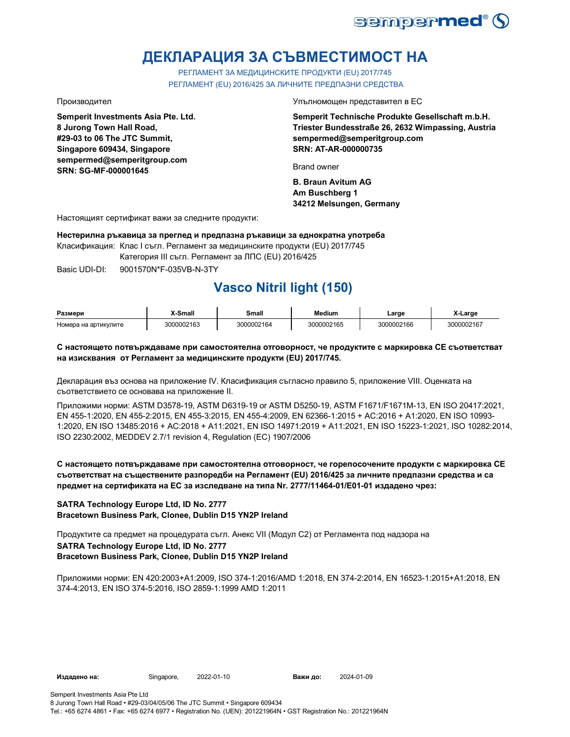# ДЕКЛАРАЦИЯ ЗА СЪВМЕСТИМОСТ НА

РЕГЛАМЕНТ ЗА МЕДИЦИНСКИТЕ ПРОДУКТИ (EU) 2017/745
РЕГЛАМЕНТ (EU) 2016/425 ЗА ЛИЧНИТЕ ПРЕДПАЗНИ СРЕДСТВА

Производител

**Semperit Investments Asia Pte. Ltd.**
**8 Jurong Town Hall Road,**
**#29-03 to 06 The JTC Summit,**
**Singapore 609434, Singapore**
**sempermed@semperitgroup.com**
**SRN: SG-MF-000001645**

Упълномощен представител в ЕС

**Semperit Technische Produkte Gesellschaft m.b.H.**
**Triester Bundesstraße 26, 2632 Wimpassing, Austria**
**sempermed@semperitgroup.com**
**SRN: AT-AR-000000735**

Brand owner

**B. Braun Avitum AG**
**Am Buschberg 1**
**34212 Melsungen, Germany**

Настоящият сертификат важи за следните продукти:

**Нестерилна ръкавица за преглед и предпазна ръкавици за еднократна употреба**

Класификация: Клас I съгл. Регламент за медицинските продукти (EU) 2017/745
Категория III съгл. Регламент за ЛПС (EU) 2016/425

Basic UDI-DI: 9001570N*F-035VB-N-3TY

## Vasco Nitril light (150)

| Размери | X-Small | Small | Medium | Large | X-Large |
|---|---|---|---|---|---|
| Номера на артикулите | 3000002163 | 3000002164 | 3000002165 | 3000002166 | 3000002167 |

**С настоящето потвърждаваме при самостоятелна отговорност, че продуктите с маркировка СЕ съответстват на изисквания от Регламент за медицинските продукти (EU) 2017/745.**

Декларация въз основа на приложение IV. Класификация съгласно правило 5, приложение VIII. Оценката на съответствието се основава на приложение II.

Приложими норми: ASTM D3578-19, ASTM D6319-19 or ASTM D5250-19, ASTM F1671/F1671M-13, EN ISO 20417:2021, EN 455-1:2020, EN 455-2:2015, EN 455-3:2015, EN 455-4:2009, EN 62366-1:2015 + AC:2016 + A1:2020, EN ISO 10993-1:2020, EN ISO 13485:2016 + AC:2018 + A11:2021, EN ISO 14971:2019 + A11:2021, EN ISO 15223-1:2021, ISO 10282:2014, ISO 2230:2002, MEDDEV 2.7/1 revision 4, Regulation (EC) 1907/2006

**С настоящето потвърждаваме при самостоятелна отговорност, че горепосочените продукти с маркировка СЕ съответстват на съществените разпоредби на Регламент (EU) 2016/425 за личните предпазни средства и са предмет на сертификата на ЕС за изследване на типа Nr. 2777/11464-01/E01-01 издадено чрез:**

**SATRA Technology Europe Ltd, ID No. 2777**
**Bracetown Business Park, Clonee, Dublin D15 YN2P Ireland**

Продуктите са предмет на процедурата съгл. Анекс VII (Модул С2) от Регламента под надзора на
**SATRA Technology Europe Ltd, ID No. 2777**
**Bracetown Business Park, Clonee, Dublin D15 YN2P Ireland**

Приложими норми: EN 420:2003+A1:2009, ISO 374-1:2016/AMD 1:2018, EN 374-2:2014, EN 16523-1:2015+A1:2018, EN 374-4:2013, EN ISO 374-5:2016, ISO 2859-1:1999 AMD 1:2011

**Издадено на:** Singapore, 2022-01-10 **Важи до:** 2024-01-09

Semperit Investments Asia Pte Ltd
8 Jurong Town Hall Road • #29-03/04/05/06 The JTC Summit • Singapore 609434
Tel.: +65 6274 4861 • Fax: +65 6274 6977 • Registration No. (UEN): 201221964N • GST Registration No.: 201221964N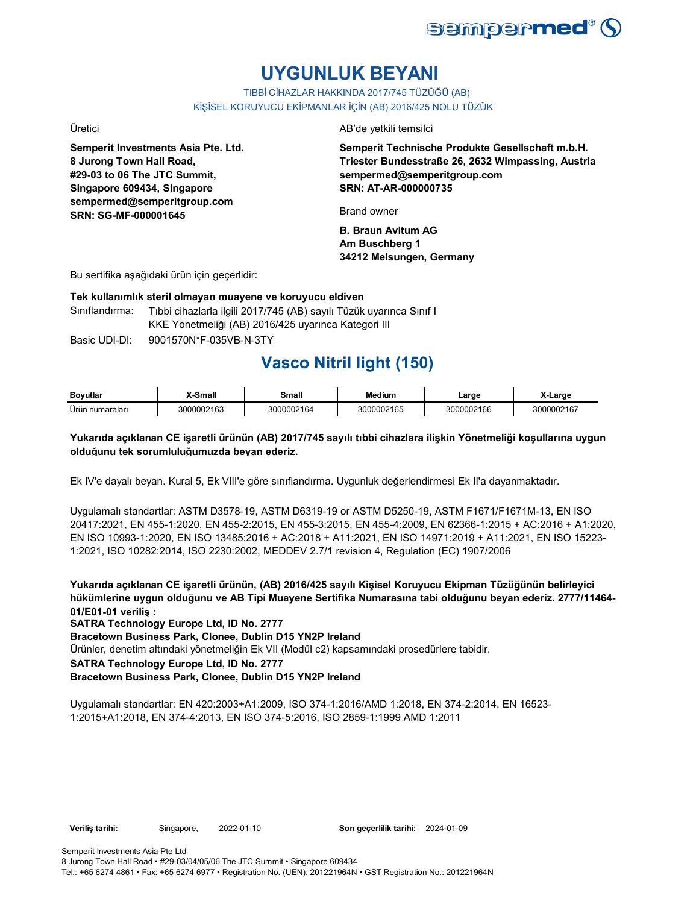sempermed®

# UYGUNLUK BEYANI

TIBBİ CİHAZLAR HAKKINDA 2017/745 TÜZÜĞÜ (AB)
KİŞİSEL KORUYUCU EKİPMANLAR İÇİN (AB) 2016/425 NOLU TÜZÜK

Üretici

**Semperit Investments Asia Pte. Ltd.**
**8 Jurong Town Hall Road,**
**#29-03 to 06 The JTC Summit,**
**Singapore 609434, Singapore**
**sempermed@semperitgroup.com**
**SRN: SG-MF-000001645**

AB'de yetkili temsilci

**Semperit Technische Produkte Gesellschaft m.b.H.**
**Triester Bundesstraße 26, 2632 Wimpassing, Austria**
**sempermed@semperitgroup.com**
**SRN: AT-AR-000000735**

Brand owner

**B. Braun Avitum AG**
**Am Buschberg 1**
**34212 Melsungen, Germany**

Bu sertifika aşağıdaki ürün için geçerlidir:

**Tek kullanımlık steril olmayan muayene ve koruyucu eldiven**

Sınıflandırma: Tıbbi cihazlarla ilgili 2017/745 (AB) sayılı Tüzük uyarınca Sınıf I
KKE Yönetmeliği (AB) 2016/425 uyarınca Kategori III

Basic UDI-DI: 9001570N*F-035VB-N-3TY

## Vasco Nitril light (150)

| Boyutlar | X-Small | Small | Medium | Large | X-Large |
|---|---|---|---|---|---|
| Ürün numaraları | 3000002163 | 3000002164 | 3000002165 | 3000002166 | 3000002167 |

**Yukarıda açıklanan CE işaretli ürünün (AB) 2017/745 sayılı tıbbi cihazlara ilişkin Yönetmeliği koşullarına uygun olduğunu tek sorumluluğumuzda beyan ederiz.**

Ek IV'e dayalı beyan. Kural 5, Ek VIII'e göre sınıflandırma. Uygunluk değerlendirmesi Ek II'a dayanmaktadır.

Uygulamalı standartlar: ASTM D3578-19, ASTM D6319-19 or ASTM D5250-19, ASTM F1671/F1671M-13, EN ISO 20417:2021, EN 455-1:2020, EN 455-2:2015, EN 455-3:2015, EN 455-4:2009, EN 62366-1:2015 + AC:2016 + A1:2020, EN ISO 10993-1:2020, EN ISO 13485:2016 + AC:2018 + A11:2021, EN ISO 14971:2019 + A11:2021, EN ISO 15223-1:2021, ISO 10282:2014, ISO 2230:2002, MEDDEV 2.7/1 revision 4, Regulation (EC) 1907/2006

**Yukarıda açıklanan CE işaretli ürünün, (AB) 2016/425 sayılı Kişisel Koruyucu Ekipman Tüzüğünün belirleyici hükümlerine uygun olduğunu ve AB Tipi Muayene Sertifika Numarasına tabi olduğunu beyan ederiz. 2777/11464-01/E01-01 veriliş :**
**SATRA Technology Europe Ltd, ID No. 2777**
**Bracetown Business Park, Clonee, Dublin D15 YN2P Ireland**
Ürünler, denetim altındaki yönetmeliğin Ek VII (Modül c2) kapsamındaki prosedürlere tabidir.
**SATRA Technology Europe Ltd, ID No. 2777**
**Bracetown Business Park, Clonee, Dublin D15 YN2P Ireland**

Uygulamalı standartlar: EN 420:2003+A1:2009, ISO 374-1:2016/AMD 1:2018, EN 374-2:2014, EN 16523-1:2015+A1:2018, EN 374-4:2013, EN ISO 374-5:2016, ISO 2859-1:1999 AMD 1:2011

**Veriliş tarihi:** Singapore, 2022-01-10 **Son geçerlilik tarihi:** 2024-01-09

Semperit Investments Asia Pte Ltd
8 Jurong Town Hall Road • #29-03/04/05/06 The JTC Summit • Singapore 609434
Tel.: +65 6274 4861 • Fax: +65 6274 6977 • Registration No. (UEN): 201221964N • GST Registration No.: 201221964N